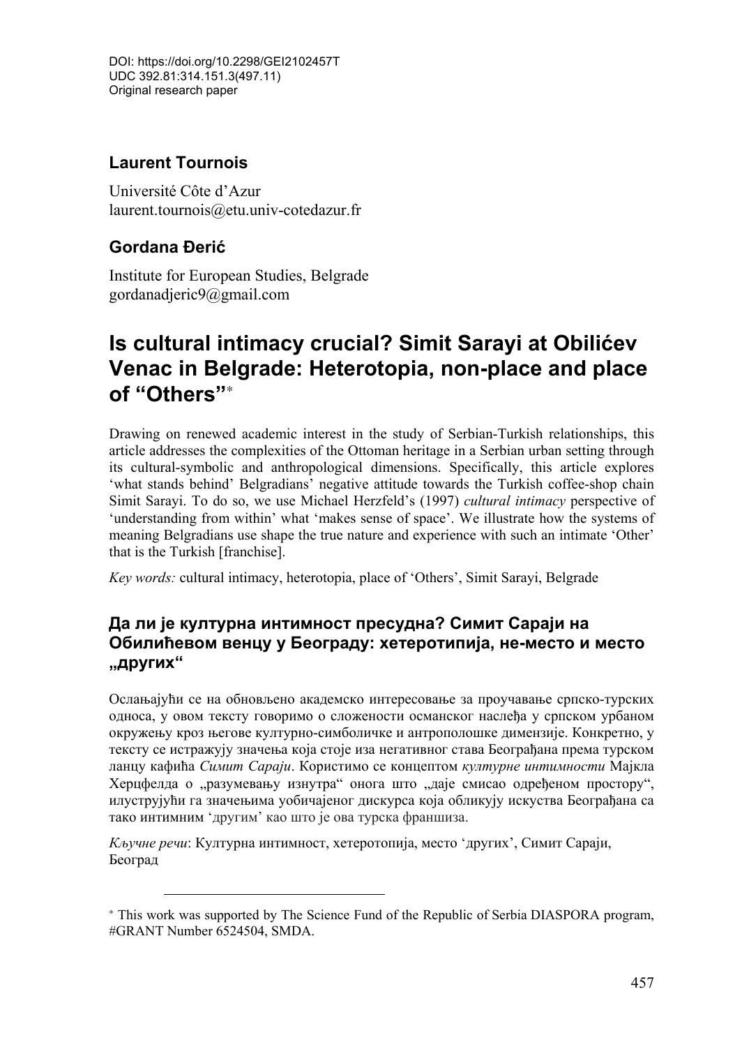DOI: https://doi.org/10.2298/GEI2102457T
UDC 392.81:314.151.3(497.11)
Original research paper

**Laurent Tournois**

Université Côte d'Azur
laurent.tournois@etu.univ-cotedazur.fr

**Gordana Đerić**

Institute for European Studies, Belgrade
gordanadjeric9@gmail.com

# Is cultural intimacy crucial? Simit Sarayi at Obilićev Venac in Belgrade: Heterotopia, non-place and place of "Others"[*]

Drawing on renewed academic interest in the study of Serbian-Turkish relationships, this article addresses the complexities of the Ottoman heritage in a Serbian urban setting through its cultural-symbolic and anthropological dimensions. Specifically, this article explores 'what stands behind' Belgradians' negative attitude towards the Turkish coffee-shop chain Simit Sarayi. To do so, we use Michael Herzfeld's (1997) *cultural intimacy* perspective of 'understanding from within' what 'makes sense of space'. We illustrate how the systems of meaning Belgradians use shape the true nature and experience with such an intimate 'Other' that is the Turkish [franchise].

*Key words:* cultural intimacy, heterotopia, place of 'Others', Simit Sarayi, Belgrade

## Да ли је културна интимност пресудна? Симит Сараји на Обилићевом венцу у Београду: хетеротипија, не-место и место „других"

Ослањајући се на обновљено академско интересовање за проучавање српско-турских односа, у овом тексту говоримо о сложености османског наслеђа у српском урбаном окружењу кроз његове културно-симболичке и антрополошке димензије. Конкретно, у тексту се истражују значења која стоје иза негативног става Београђана према турском ланцу кафића *Симит Сараји*. Користимо се концептом *културне интимности* Мајкла Херцфелда о „разумевању изнутра" онога што „даје смисао одређеном простору", илуструјући га значењима уобичајеног дискурса која обликују искуства Београђана са тако интимним 'другим' као што је ова турска франшиза.

*Кључне речи*: Културна интимност, хетеротопија, место 'других', Симит Сараји, Београд

---

[*] This work was supported by The Science Fund of the Republic of Serbia DIASPORA program, #GRANT Number 6524504, SMDA.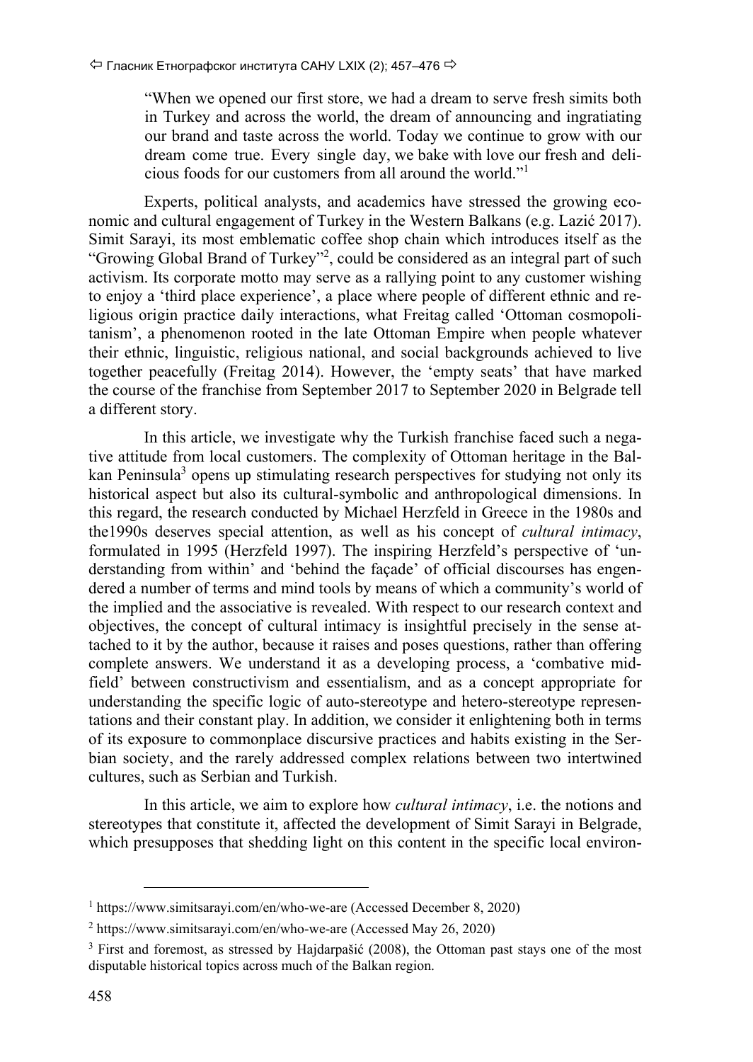> "When we opened our first store, we had a dream to serve fresh simits both in Turkey and across the world, the dream of announcing and ingratiating our brand and taste across the world. Today we continue to grow with our dream come true. Every single day, we bake with love our fresh and delicious foods for our customers from all around the world."[1]

Experts, political analysts, and academics have stressed the growing economic and cultural engagement of Turkey in the Western Balkans (e.g. Lazić 2017). Simit Sarayi, its most emblematic coffee shop chain which introduces itself as the "Growing Global Brand of Turkey"[2], could be considered as an integral part of such activism. Its corporate motto may serve as a rallying point to any customer wishing to enjoy a 'third place experience', a place where people of different ethnic and religious origin practice daily interactions, what Freitag called 'Ottoman cosmopolitanism', a phenomenon rooted in the late Ottoman Empire when people whatever their ethnic, linguistic, religious national, and social backgrounds achieved to live together peacefully (Freitag 2014). However, the 'empty seats' that have marked the course of the franchise from September 2017 to September 2020 in Belgrade tell a different story.

In this article, we investigate why the Turkish franchise faced such a negative attitude from local customers. The complexity of Ottoman heritage in the Balkan Peninsula[3] opens up stimulating research perspectives for studying not only its historical aspect but also its cultural-symbolic and anthropological dimensions. In this regard, the research conducted by Michael Herzfeld in Greece in the 1980s and the1990s deserves special attention, as well as his concept of *cultural intimacy*, formulated in 1995 (Herzfeld 1997). The inspiring Herzfeld's perspective of 'understanding from within' and 'behind the façade' of official discourses has engendered a number of terms and mind tools by means of which a community's world of the implied and the associative is revealed. With respect to our research context and objectives, the concept of cultural intimacy is insightful precisely in the sense attached to it by the author, because it raises and poses questions, rather than offering complete answers. We understand it as a developing process, a 'combative midfield' between constructivism and essentialism, and as a concept appropriate for understanding the specific logic of auto-stereotype and hetero-stereotype representations and their constant play. In addition, we consider it enlightening both in terms of its exposure to commonplace discursive practices and habits existing in the Serbian society, and the rarely addressed complex relations between two intertwined cultures, such as Serbian and Turkish.

In this article, we aim to explore how *cultural intimacy*, i.e. the notions and stereotypes that constitute it, affected the development of Simit Sarayi in Belgrade, which presupposes that shedding light on this content in the specific local environ-

---

[1] https://www.simitsarayi.com/en/who-we-are (Accessed December 8, 2020)

[2] https://www.simitsarayi.com/en/who-we-are (Accessed May 26, 2020)

[3] First and foremost, as stressed by Hajdarpašić (2008), the Ottoman past stays one of the most disputable historical topics across much of the Balkan region.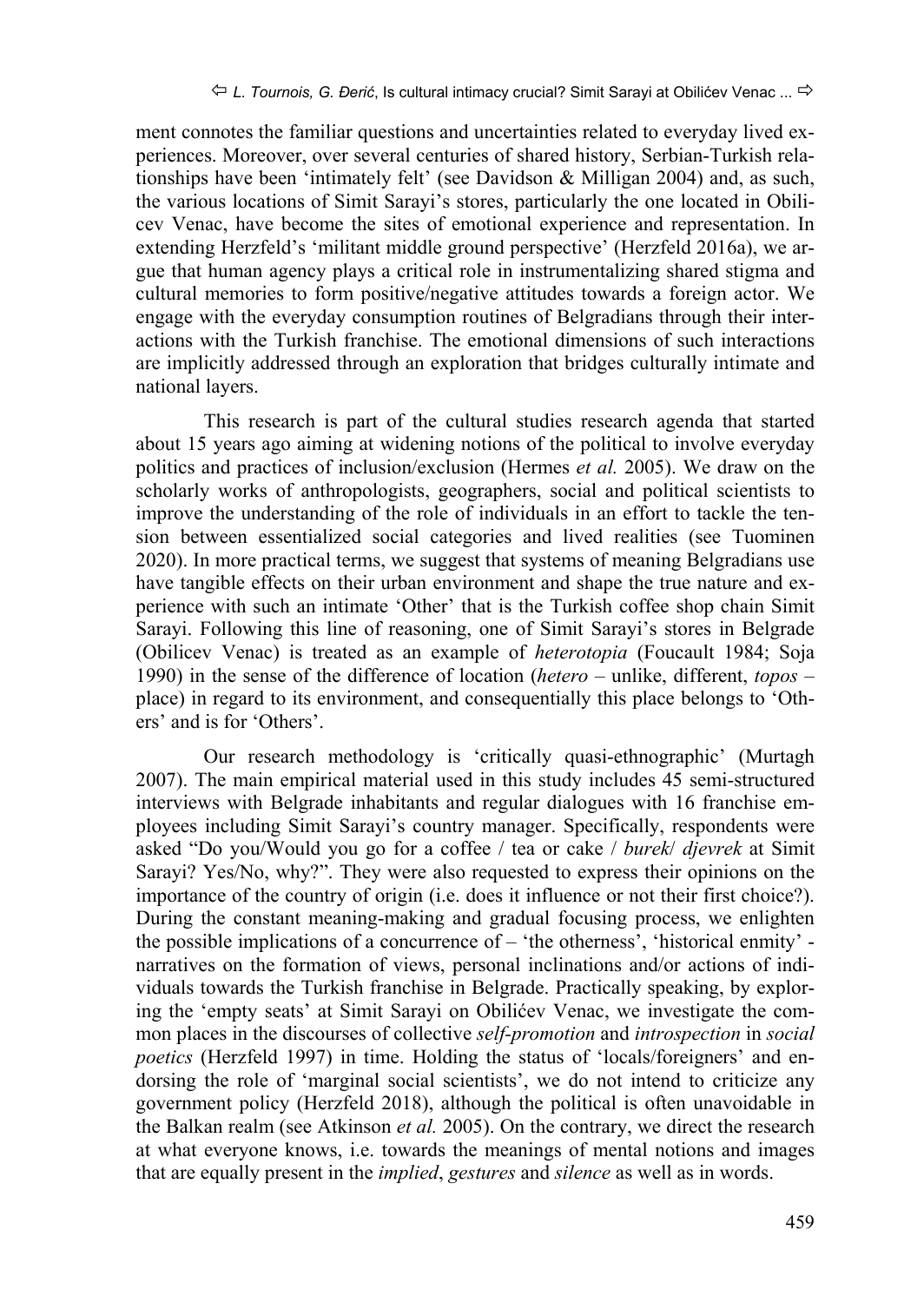ment connotes the familiar questions and uncertainties related to everyday lived experiences. Moreover, over several centuries of shared history, Serbian-Turkish relationships have been 'intimately felt' (see Davidson & Milligan 2004) and, as such, the various locations of Simit Sarayi's stores, particularly the one located in Obilicev Venac, have become the sites of emotional experience and representation. In extending Herzfeld's 'militant middle ground perspective' (Herzfeld 2016a), we argue that human agency plays a critical role in instrumentalizing shared stigma and cultural memories to form positive/negative attitudes towards a foreign actor. We engage with the everyday consumption routines of Belgradians through their interactions with the Turkish franchise. The emotional dimensions of such interactions are implicitly addressed through an exploration that bridges culturally intimate and national layers.

This research is part of the cultural studies research agenda that started about 15 years ago aiming at widening notions of the political to involve everyday politics and practices of inclusion/exclusion (Hermes *et al.* 2005). We draw on the scholarly works of anthropologists, geographers, social and political scientists to improve the understanding of the role of individuals in an effort to tackle the tension between essentialized social categories and lived realities (see Tuominen 2020). In more practical terms, we suggest that systems of meaning Belgradians use have tangible effects on their urban environment and shape the true nature and experience with such an intimate 'Other' that is the Turkish coffee shop chain Simit Sarayi. Following this line of reasoning, one of Simit Sarayi's stores in Belgrade (Obilicev Venac) is treated as an example of *heterotopia* (Foucault 1984; Soja 1990) in the sense of the difference of location (*hetero* – unlike, different, *topos* – place) in regard to its environment, and consequentially this place belongs to 'Others' and is for 'Others'.

Our research methodology is 'critically quasi-ethnographic' (Murtagh 2007). The main empirical material used in this study includes 45 semi-structured interviews with Belgrade inhabitants and regular dialogues with 16 franchise employees including Simit Sarayi's country manager. Specifically, respondents were asked "Do you/Would you go for a coffee / tea or cake / *burek*/ *djevrek* at Simit Sarayi? Yes/No, why?". They were also requested to express their opinions on the importance of the country of origin (i.e. does it influence or not their first choice?). During the constant meaning-making and gradual focusing process, we enlighten the possible implications of a concurrence of – 'the otherness', 'historical enmity' - narratives on the formation of views, personal inclinations and/or actions of individuals towards the Turkish franchise in Belgrade. Practically speaking, by exploring the 'empty seats' at Simit Sarayi on Obilićev Venac, we investigate the common places in the discourses of collective *self-promotion* and *introspection* in *social poetics* (Herzfeld 1997) in time. Holding the status of 'locals/foreigners' and endorsing the role of 'marginal social scientists', we do not intend to criticize any government policy (Herzfeld 2018), although the political is often unavoidable in the Balkan realm (see Atkinson *et al.* 2005). On the contrary, we direct the research at what everyone knows, i.e. towards the meanings of mental notions and images that are equally present in the *implied*, *gestures* and *silence* as well as in words.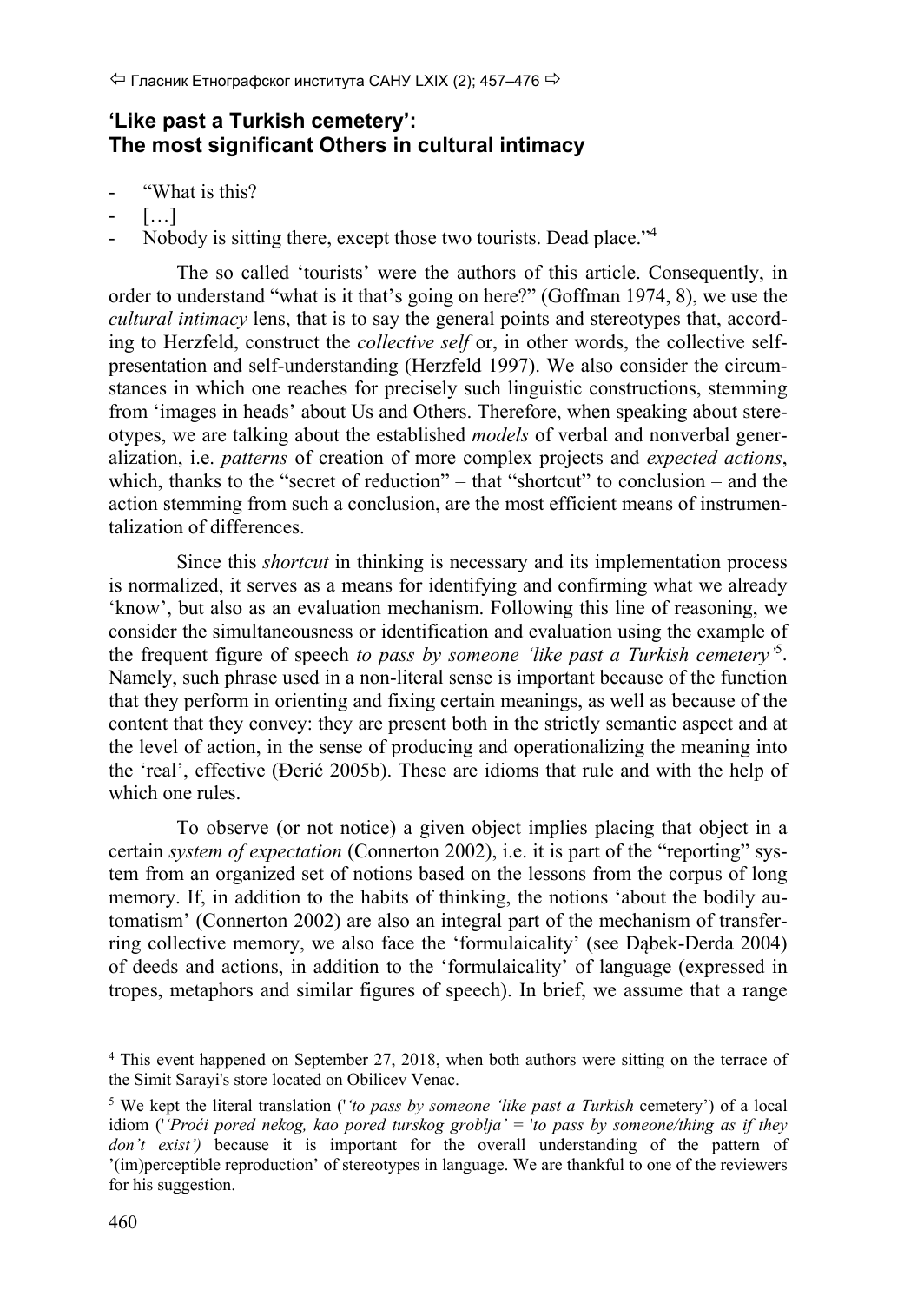## 'Like past a Turkish cemetery': The most significant Others in cultural intimacy

- "What is this?
- […]
- Nobody is sitting there, except those two tourists. Dead place."[4]

The so called 'tourists' were the authors of this article. Consequently, in order to understand "what is it that's going on here?" (Goffman 1974, 8), we use the *cultural intimacy* lens, that is to say the general points and stereotypes that, according to Herzfeld, construct the *collective self* or, in other words, the collective self-presentation and self-understanding (Herzfeld 1997). We also consider the circumstances in which one reaches for precisely such linguistic constructions, stemming from 'images in heads' about Us and Others. Therefore, when speaking about stereotypes, we are talking about the established *models* of verbal and nonverbal generalization, i.e. *patterns* of creation of more complex projects and *expected actions*, which, thanks to the "secret of reduction" – that "shortcut" to conclusion – and the action stemming from such a conclusion, are the most efficient means of instrumentalization of differences.

Since this *shortcut* in thinking is necessary and its implementation process is normalized, it serves as a means for identifying and confirming what we already 'know', but also as an evaluation mechanism. Following this line of reasoning, we consider the simultaneousness or identification and evaluation using the example of the frequent figure of speech *to pass by someone 'like past a Turkish cemetery'*[5]. Namely, such phrase used in a non-literal sense is important because of the function that they perform in orienting and fixing certain meanings, as well as because of the content that they convey: they are present both in the strictly semantic aspect and at the level of action, in the sense of producing and operationalizing the meaning into the 'real', effective (Đerić 2005b). These are idioms that rule and with the help of which one rules.

To observe (or not notice) a given object implies placing that object in a certain *system of expectation* (Connerton 2002), i.e. it is part of the "reporting" system from an organized set of notions based on the lessons from the corpus of long memory. If, in addition to the habits of thinking, the notions 'about the bodily automatism' (Connerton 2002) are also an integral part of the mechanism of transferring collective memory, we also face the 'formulaicality' (see Dąbek-Derda 2004) of deeds and actions, in addition to the 'formulaicality' of language (expressed in tropes, metaphors and similar figures of speech). In brief, we assume that a range

---

[4] This event happened on September 27, 2018, when both authors were sitting on the terrace of the Simit Sarayi's store located on Obilicev Venac.

[5] We kept the literal translation ('*'to pass by someone 'like past a Turkish* cemetery') of a local idiom ('*'Proći pored nekog, kao pored turskog groblja'* = '*to pass by someone/thing as if they don't exist')* because it is important for the overall understanding of the pattern of '(im)perceptible reproduction' of stereotypes in language. We are thankful to one of the reviewers for his suggestion.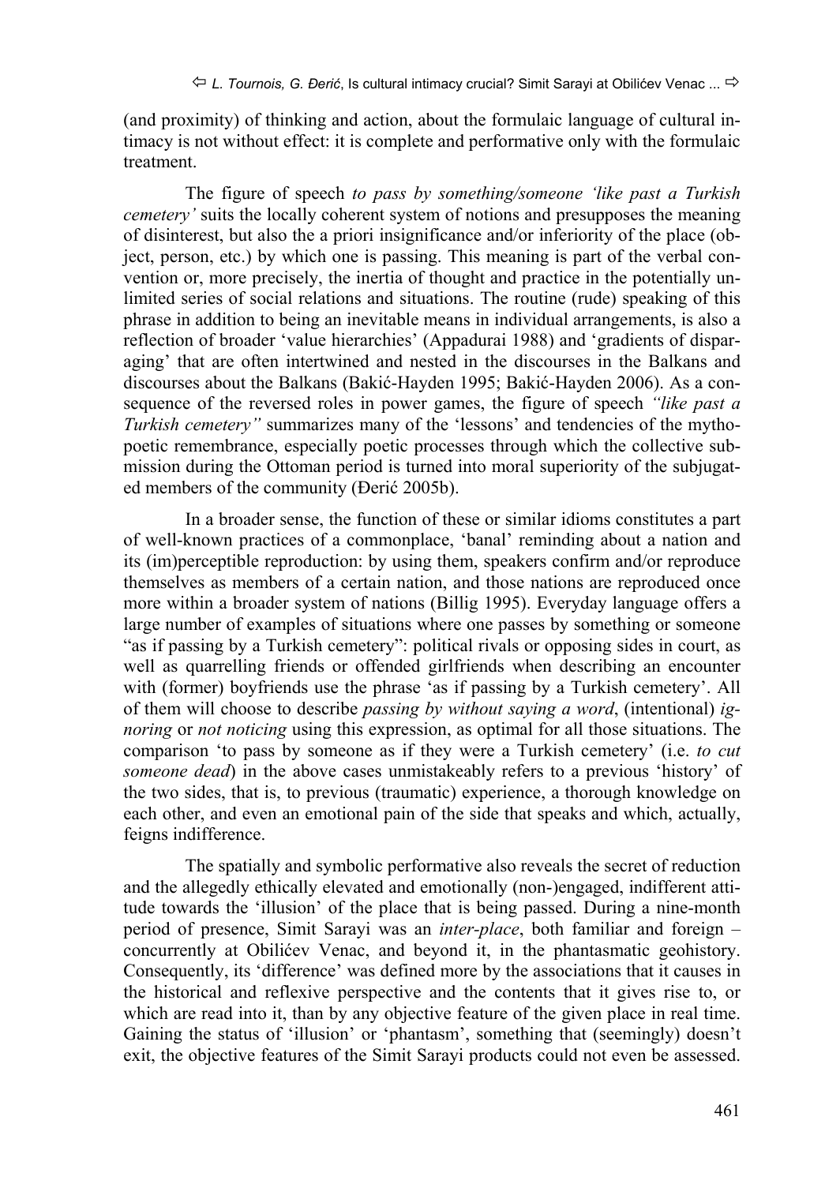(and proximity) of thinking and action, about the formulaic language of cultural intimacy is not without effect: it is complete and performative only with the formulaic treatment.

The figure of speech *to pass by something/someone 'like past a Turkish cemetery'* suits the locally coherent system of notions and presupposes the meaning of disinterest, but also the a priori insignificance and/or inferiority of the place (object, person, etc.) by which one is passing. This meaning is part of the verbal convention or, more precisely, the inertia of thought and practice in the potentially unlimited series of social relations and situations. The routine (rude) speaking of this phrase in addition to being an inevitable means in individual arrangements, is also a reflection of broader 'value hierarchies' (Appadurai 1988) and 'gradients of disparaging' that are often intertwined and nested in the discourses in the Balkans and discourses about the Balkans (Bakić-Hayden 1995; Bakić-Hayden 2006). As a consequence of the reversed roles in power games, the figure of speech *"like past a Turkish cemetery"* summarizes many of the 'lessons' and tendencies of the mythopoetic remembrance, especially poetic processes through which the collective submission during the Ottoman period is turned into moral superiority of the subjugated members of the community (Đerić 2005b).

In a broader sense, the function of these or similar idioms constitutes a part of well-known practices of a commonplace, 'banal' reminding about a nation and its (im)perceptible reproduction: by using them, speakers confirm and/or reproduce themselves as members of a certain nation, and those nations are reproduced once more within a broader system of nations (Billig 1995). Everyday language offers a large number of examples of situations where one passes by something or someone "as if passing by a Turkish cemetery": political rivals or opposing sides in court, as well as quarrelling friends or offended girlfriends when describing an encounter with (former) boyfriends use the phrase 'as if passing by a Turkish cemetery'. All of them will choose to describe *passing by without saying a word*, (intentional) *ignoring* or *not noticing* using this expression, as optimal for all those situations. The comparison 'to pass by someone as if they were a Turkish cemetery' (i.e. *to cut someone dead*) in the above cases unmistakeably refers to a previous 'history' of the two sides, that is, to previous (traumatic) experience, a thorough knowledge on each other, and even an emotional pain of the side that speaks and which, actually, feigns indifference.

The spatially and symbolic performative also reveals the secret of reduction and the allegedly ethically elevated and emotionally (non-)engaged, indifferent attitude towards the 'illusion' of the place that is being passed. During a nine-month period of presence, Simit Sarayi was an *inter-place*, both familiar and foreign – concurrently at Obilićev Venac, and beyond it, in the phantasmatic geohistory. Consequently, its 'difference' was defined more by the associations that it causes in the historical and reflexive perspective and the contents that it gives rise to, or which are read into it, than by any objective feature of the given place in real time. Gaining the status of 'illusion' or 'phantasm', something that (seemingly) doesn't exit, the objective features of the Simit Sarayi products could not even be assessed.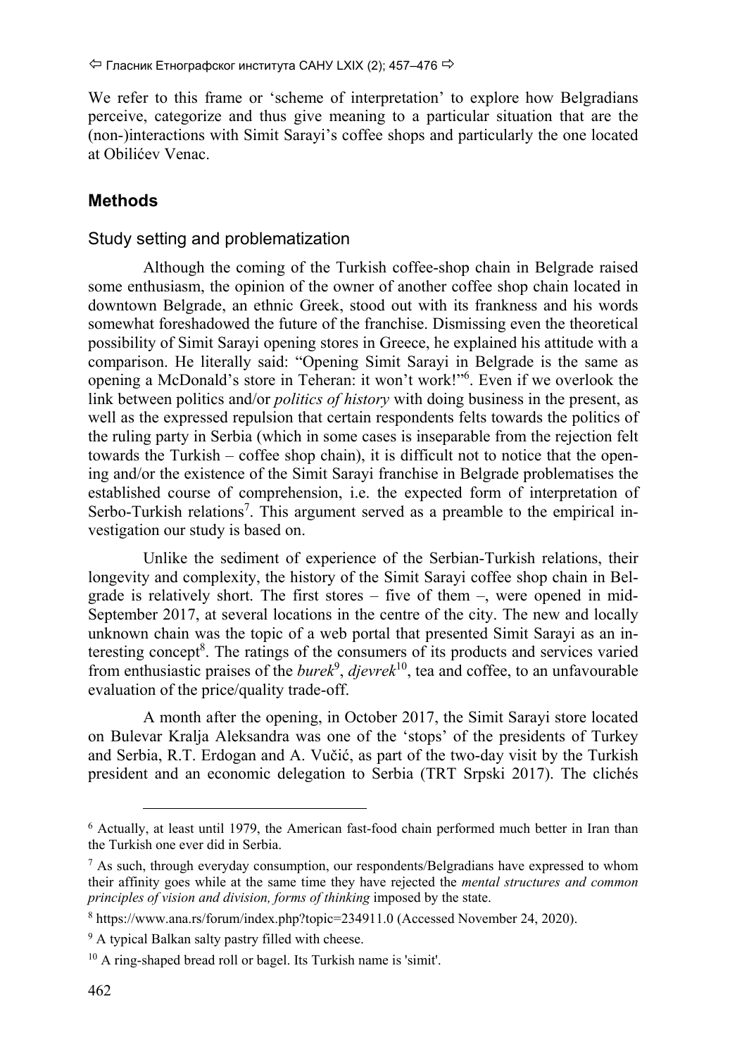We refer to this frame or 'scheme of interpretation' to explore how Belgradians perceive, categorize and thus give meaning to a particular situation that are the (non-)interactions with Simit Sarayi's coffee shops and particularly the one located at Obilićev Venac.

## Methods

### Study setting and problematization

Although the coming of the Turkish coffee-shop chain in Belgrade raised some enthusiasm, the opinion of the owner of another coffee shop chain located in downtown Belgrade, an ethnic Greek, stood out with its frankness and his words somewhat foreshadowed the future of the franchise. Dismissing even the theoretical possibility of Simit Sarayi opening stores in Greece, he explained his attitude with a comparison. He literally said: "Opening Simit Sarayi in Belgrade is the same as opening a McDonald's store in Teheran: it won't work!"[6]. Even if we overlook the link between politics and/or *politics of history* with doing business in the present, as well as the expressed repulsion that certain respondents felts towards the politics of the ruling party in Serbia (which in some cases is inseparable from the rejection felt towards the Turkish – coffee shop chain), it is difficult not to notice that the opening and/or the existence of the Simit Sarayi franchise in Belgrade problematises the established course of comprehension, i.e. the expected form of interpretation of Serbo-Turkish relations[7]. This argument served as a preamble to the empirical investigation our study is based on.

Unlike the sediment of experience of the Serbian-Turkish relations, their longevity and complexity, the history of the Simit Sarayi coffee shop chain in Belgrade is relatively short. The first stores – five of them –, were opened in mid-September 2017, at several locations in the centre of the city. The new and locally unknown chain was the topic of a web portal that presented Simit Sarayi as an interesting concept[8]. The ratings of the consumers of its products and services varied from enthusiastic praises of the *burek*[9], *djevrek*[10], tea and coffee, to an unfavourable evaluation of the price/quality trade-off.

A month after the opening, in October 2017, the Simit Sarayi store located on Bulevar Kralja Aleksandra was one of the 'stops' of the presidents of Turkey and Serbia, R.T. Erdogan and A. Vučić, as part of the two-day visit by the Turkish president and an economic delegation to Serbia (TRT Srpski 2017). The clichés

---

[6] Actually, at least until 1979, the American fast-food chain performed much better in Iran than the Turkish one ever did in Serbia.

[7] As such, through everyday consumption, our respondents/Belgradians have expressed to whom their affinity goes while at the same time they have rejected the *mental structures and common principles of vision and division, forms of thinking* imposed by the state.

[8] https://www.ana.rs/forum/index.php?topic=234911.0 (Accessed November 24, 2020).

[9] A typical Balkan salty pastry filled with cheese.

[10] A ring-shaped bread roll or bagel. Its Turkish name is 'simit'.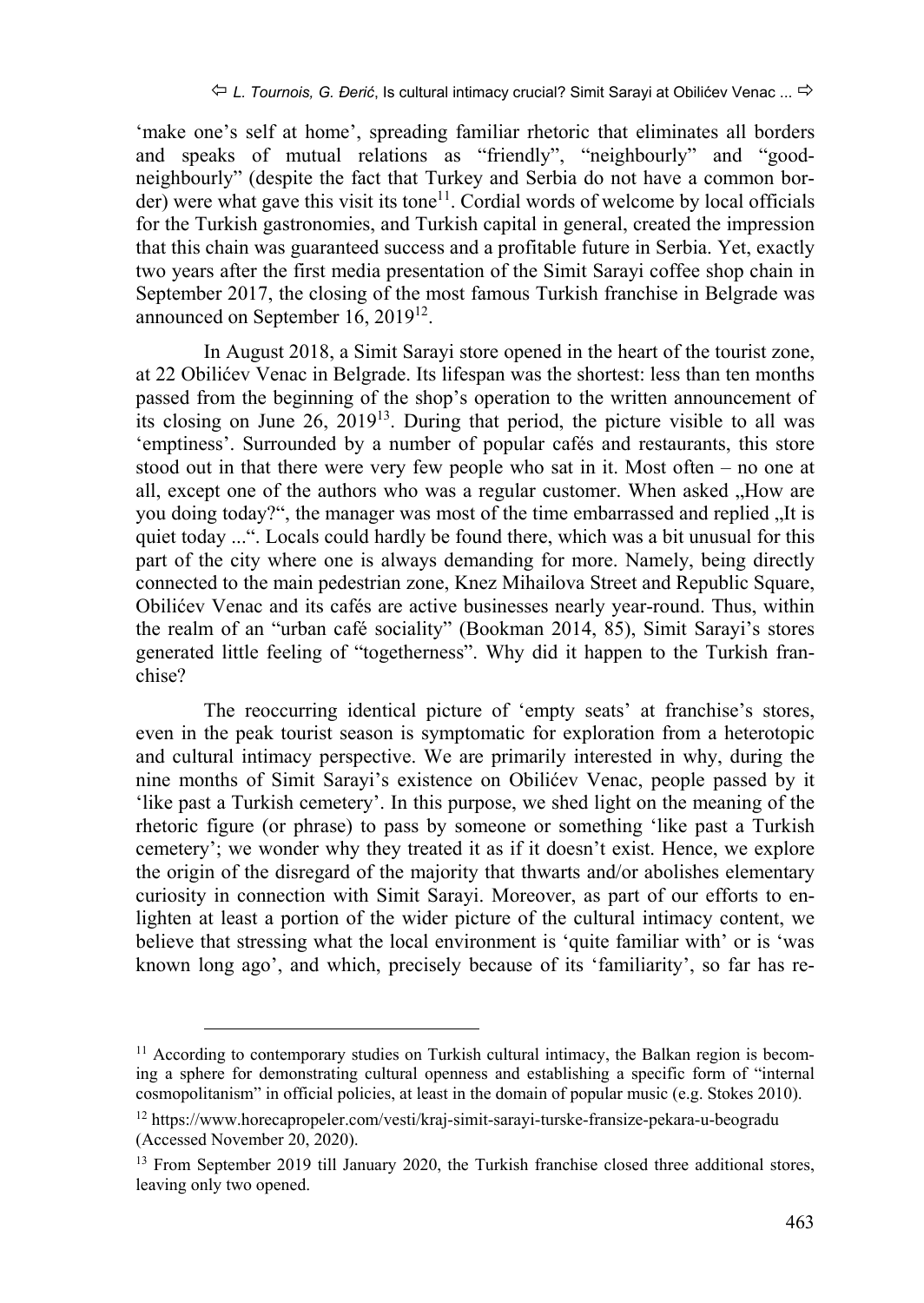'make one's self at home', spreading familiar rhetoric that eliminates all borders and speaks of mutual relations as "friendly", "neighbourly" and "good-neighbourly" (despite the fact that Turkey and Serbia do not have a common border) were what gave this visit its tone[11]. Cordial words of welcome by local officials for the Turkish gastronomies, and Turkish capital in general, created the impression that this chain was guaranteed success and a profitable future in Serbia. Yet, exactly two years after the first media presentation of the Simit Sarayi coffee shop chain in September 2017, the closing of the most famous Turkish franchise in Belgrade was announced on September 16, 2019[12].

In August 2018, a Simit Sarayi store opened in the heart of the tourist zone, at 22 Obilićev Venac in Belgrade. Its lifespan was the shortest: less than ten months passed from the beginning of the shop's operation to the written announcement of its closing on June 26, 2019[13]. During that period, the picture visible to all was 'emptiness'. Surrounded by a number of popular cafés and restaurants, this store stood out in that there were very few people who sat in it. Most often – no one at all, except one of the authors who was a regular customer. When asked „How are you doing today?", the manager was most of the time embarrassed and replied „It is quiet today ...". Locals could hardly be found there, which was a bit unusual for this part of the city where one is always demanding for more. Namely, being directly connected to the main pedestrian zone, Knez Mihailova Street and Republic Square, Obilićev Venac and its cafés are active businesses nearly year-round. Thus, within the realm of an "urban café sociality" (Bookman 2014, 85), Simit Sarayi's stores generated little feeling of "togetherness". Why did it happen to the Turkish franchise?

The reoccurring identical picture of 'empty seats' at franchise's stores, even in the peak tourist season is symptomatic for exploration from a heterotopic and cultural intimacy perspective. We are primarily interested in why, during the nine months of Simit Sarayi's existence on Obilićev Venac, people passed by it 'like past a Turkish cemetery'. In this purpose, we shed light on the meaning of the rhetoric figure (or phrase) to pass by someone or something 'like past a Turkish cemetery'; we wonder why they treated it as if it doesn't exist. Hence, we explore the origin of the disregard of the majority that thwarts and/or abolishes elementary curiosity in connection with Simit Sarayi. Moreover, as part of our efforts to enlighten at least a portion of the wider picture of the cultural intimacy content, we believe that stressing what the local environment is 'quite familiar with' or is 'was known long ago', and which, precisely because of its 'familiarity', so far has re-

---

[11] According to contemporary studies on Turkish cultural intimacy, the Balkan region is becoming a sphere for demonstrating cultural openness and establishing a specific form of "internal cosmopolitanism" in official policies, at least in the domain of popular music (e.g. Stokes 2010).

[12] https://www.horecapropeler.com/vesti/kraj-simit-sarayi-turske-fransize-pekara-u-beogradu (Accessed November 20, 2020).

[13] From September 2019 till January 2020, the Turkish franchise closed three additional stores, leaving only two opened.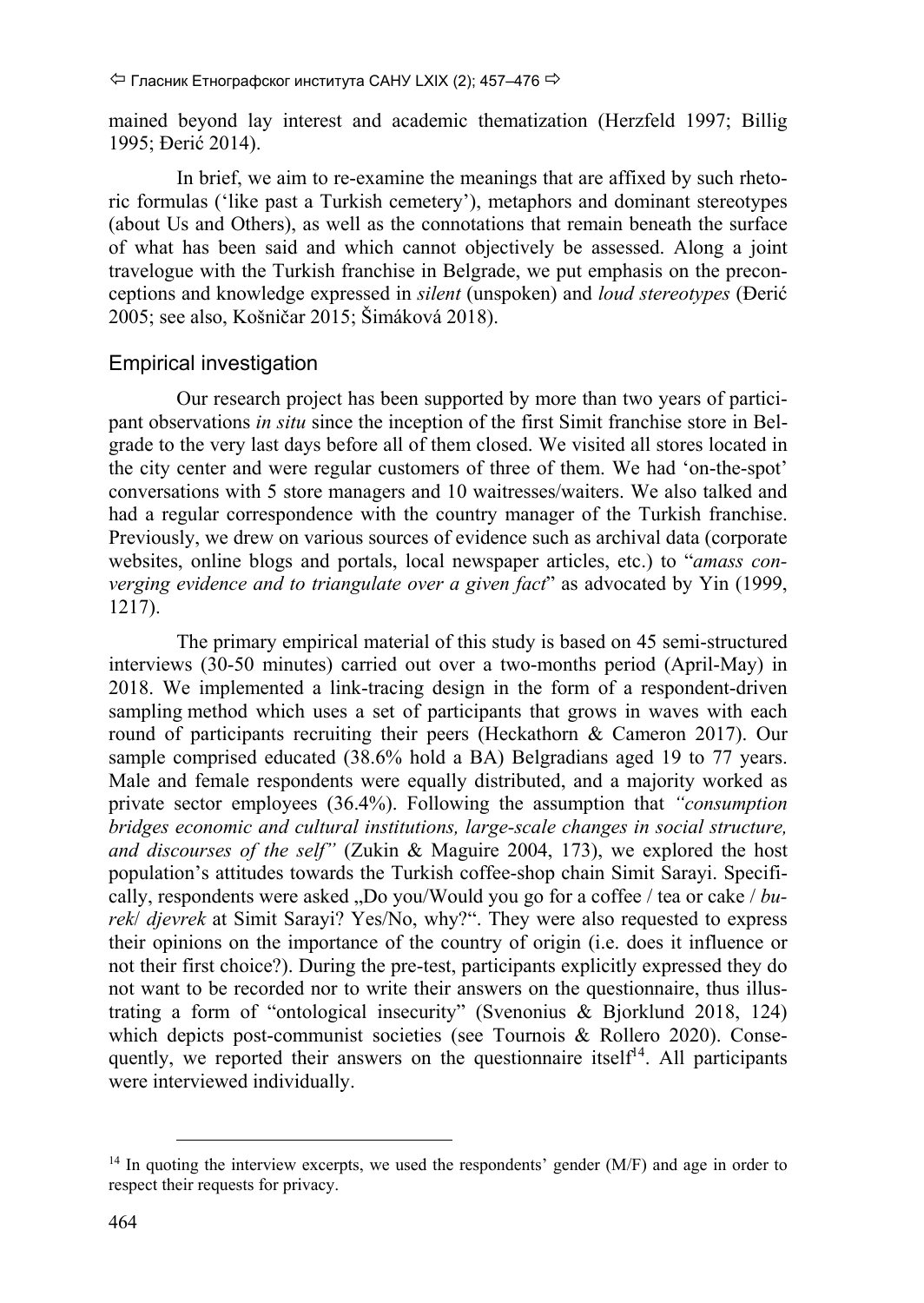mained beyond lay interest and academic thematization (Herzfeld 1997; Billig 1995; Đerić 2014).

In brief, we aim to re-examine the meanings that are affixed by such rhetoric formulas ('like past a Turkish cemetery'), metaphors and dominant stereotypes (about Us and Others), as well as the connotations that remain beneath the surface of what has been said and which cannot objectively be assessed. Along a joint travelogue with the Turkish franchise in Belgrade, we put emphasis on the preconceptions and knowledge expressed in *silent* (unspoken) and *loud stereotypes* (Đerić 2005; see also, Košničar 2015; Šimáková 2018).

## Empirical investigation

Our research project has been supported by more than two years of participant observations *in situ* since the inception of the first Simit franchise store in Belgrade to the very last days before all of them closed. We visited all stores located in the city center and were regular customers of three of them. We had 'on-the-spot' conversations with 5 store managers and 10 waitresses/waiters. We also talked and had a regular correspondence with the country manager of the Turkish franchise. Previously, we drew on various sources of evidence such as archival data (corporate websites, online blogs and portals, local newspaper articles, etc.) to "*amass converging evidence and to triangulate over a given fact*" as advocated by Yin (1999, 1217).

The primary empirical material of this study is based on 45 semi-structured interviews (30-50 minutes) carried out over a two-months period (April-May) in 2018. We implemented a link-tracing design in the form of a respondent-driven sampling method which uses a set of participants that grows in waves with each round of participants recruiting their peers (Heckathorn & Cameron 2017). Our sample comprised educated (38.6% hold a BA) Belgradians aged 19 to 77 years. Male and female respondents were equally distributed, and a majority worked as private sector employees (36.4%). Following the assumption that *"consumption bridges economic and cultural institutions, large-scale changes in social structure, and discourses of the self"* (Zukin & Maguire 2004, 173), we explored the host population's attitudes towards the Turkish coffee-shop chain Simit Sarayi. Specifically, respondents were asked „Do you/Would you go for a coffee / tea or cake / *burek*/ *djevrek* at Simit Sarayi? Yes/No, why?". They were also requested to express their opinions on the importance of the country of origin (i.e. does it influence or not their first choice?). During the pre-test, participants explicitly expressed they do not want to be recorded nor to write their answers on the questionnaire, thus illustrating a form of "ontological insecurity" (Svenonius & Bjorklund 2018, 124) which depicts post-communist societies (see Tournois & Rollero 2020). Consequently, we reported their answers on the questionnaire itself[14]. All participants were interviewed individually.

[14] In quoting the interview excerpts, we used the respondents' gender (M/F) and age in order to respect their requests for privacy.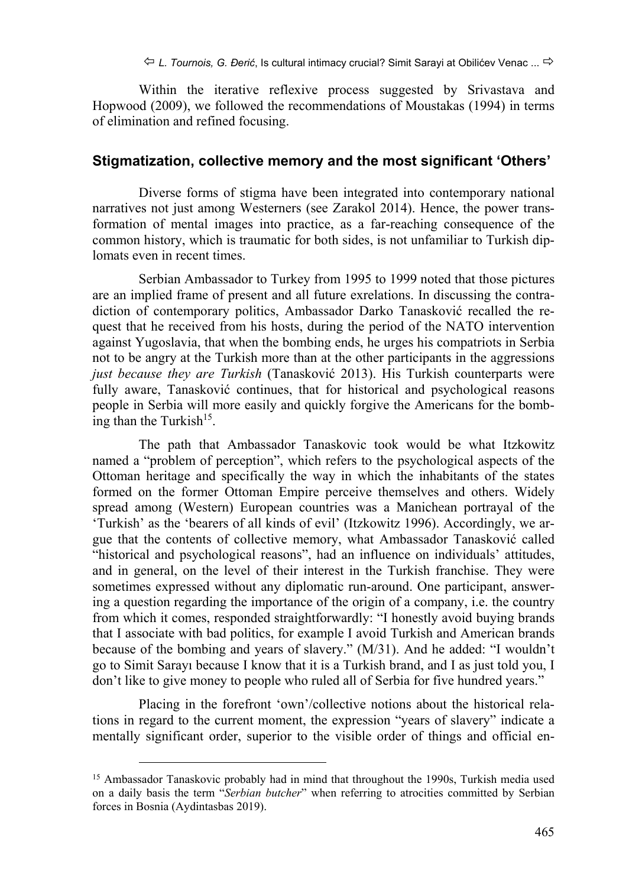Within the iterative reflexive process suggested by Srivastava and Hopwood (2009), we followed the recommendations of Moustakas (1994) in terms of elimination and refined focusing.

## Stigmatization, collective memory and the most significant 'Others'

Diverse forms of stigma have been integrated into contemporary national narratives not just among Westerners (see Zarakol 2014). Hence, the power transformation of mental images into practice, as a far-reaching consequence of the common history, which is traumatic for both sides, is not unfamiliar to Turkish diplomats even in recent times.

Serbian Ambassador to Turkey from 1995 to 1999 noted that those pictures are an implied frame of present and all future exrelations. In discussing the contradiction of contemporary politics, Ambassador Darko Tanasković recalled the request that he received from his hosts, during the period of the NATO intervention against Yugoslavia, that when the bombing ends, he urges his compatriots in Serbia not to be angry at the Turkish more than at the other participants in the aggressions *just because they are Turkish* (Tanasković 2013). His Turkish counterparts were fully aware, Tanasković continues, that for historical and psychological reasons people in Serbia will more easily and quickly forgive the Americans for the bombing than the Turkish[15].

The path that Ambassador Tanaskovic took would be what Itzkowitz named a "problem of perception", which refers to the psychological aspects of the Ottoman heritage and specifically the way in which the inhabitants of the states formed on the former Ottoman Empire perceive themselves and others. Widely spread among (Western) European countries was a Manichean portrayal of the 'Turkish' as the 'bearers of all kinds of evil' (Itzkowitz 1996). Accordingly, we argue that the contents of collective memory, what Ambassador Tanasković called "historical and psychological reasons", had an influence on individuals' attitudes, and in general, on the level of their interest in the Turkish franchise. They were sometimes expressed without any diplomatic run-around. One participant, answering a question regarding the importance of the origin of a company, i.e. the country from which it comes, responded straightforwardly: "I honestly avoid buying brands that I associate with bad politics, for example I avoid Turkish and American brands because of the bombing and years of slavery." (M/31). And he added: "I wouldn't go to Simit Sarayı because I know that it is a Turkish brand, and I as just told you, I don't like to give money to people who ruled all of Serbia for five hundred years."

Placing in the forefront 'own'/collective notions about the historical relations in regard to the current moment, the expression "years of slavery" indicate a mentally significant order, superior to the visible order of things and official en-

---

[15] Ambassador Tanaskovic probably had in mind that throughout the 1990s, Turkish media used on a daily basis the term "*Serbian butcher*" when referring to atrocities committed by Serbian forces in Bosnia (Aydintasbas 2019).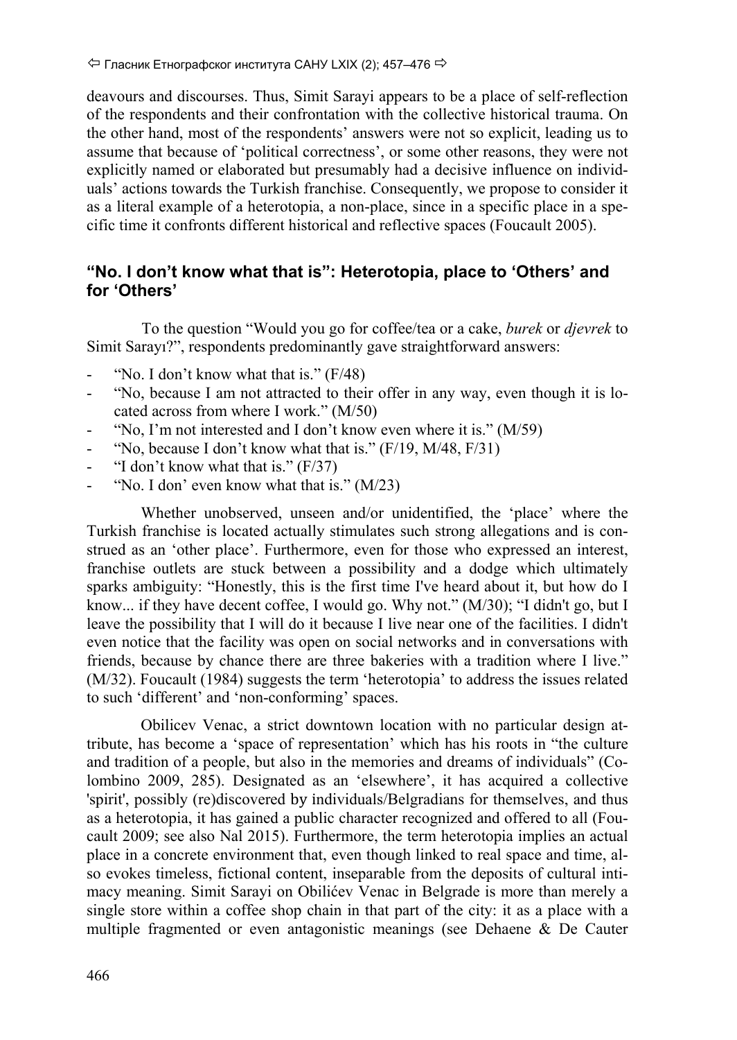deavours and discourses. Thus, Simit Sarayi appears to be a place of self-reflection of the respondents and their confrontation with the collective historical trauma. On the other hand, most of the respondents' answers were not so explicit, leading us to assume that because of 'political correctness', or some other reasons, they were not explicitly named or elaborated but presumably had a decisive influence on individuals' actions towards the Turkish franchise. Consequently, we propose to consider it as a literal example of a heterotopia, a non-place, since in a specific place in a specific time it confronts different historical and reflective spaces (Foucault 2005).

## "No. I don't know what that is": Heterotopia, place to 'Others' and for 'Others'

To the question "Would you go for coffee/tea or a cake, *burek* or *djevrek* to Simit Sarayı?", respondents predominantly gave straightforward answers:

- "No. I don't know what that is." (F/48)
- "No, because I am not attracted to their offer in any way, even though it is located across from where I work." (M/50)
- "No, I'm not interested and I don't know even where it is." (M/59)
- "No, because I don't know what that is." (F/19, M/48, F/31)
- "I don't know what that is." (F/37)
- "No. I don' even know what that is." (M/23)

Whether unobserved, unseen and/or unidentified, the 'place' where the Turkish franchise is located actually stimulates such strong allegations and is construed as an 'other place'. Furthermore, even for those who expressed an interest, franchise outlets are stuck between a possibility and a dodge which ultimately sparks ambiguity: "Honestly, this is the first time I've heard about it, but how do I know... if they have decent coffee, I would go. Why not." (M/30); "I didn't go, but I leave the possibility that I will do it because I live near one of the facilities. I didn't even notice that the facility was open on social networks and in conversations with friends, because by chance there are three bakeries with a tradition where I live." (M/32). Foucault (1984) suggests the term 'heterotopia' to address the issues related to such 'different' and 'non-conforming' spaces.

Obilicev Venac, a strict downtown location with no particular design attribute, has become a 'space of representation' which has his roots in "the culture and tradition of a people, but also in the memories and dreams of individuals" (Colombino 2009, 285). Designated as an 'elsewhere', it has acquired a collective 'spirit', possibly (re)discovered by individuals/Belgradians for themselves, and thus as a heterotopia, it has gained a public character recognized and offered to all (Foucault 2009; see also Nal 2015). Furthermore, the term heterotopia implies an actual place in a concrete environment that, even though linked to real space and time, also evokes timeless, fictional content, inseparable from the deposits of cultural intimacy meaning. Simit Sarayi on Obilićev Venac in Belgrade is more than merely a single store within a coffee shop chain in that part of the city: it as a place with a multiple fragmented or even antagonistic meanings (see Dehaene & De Cauter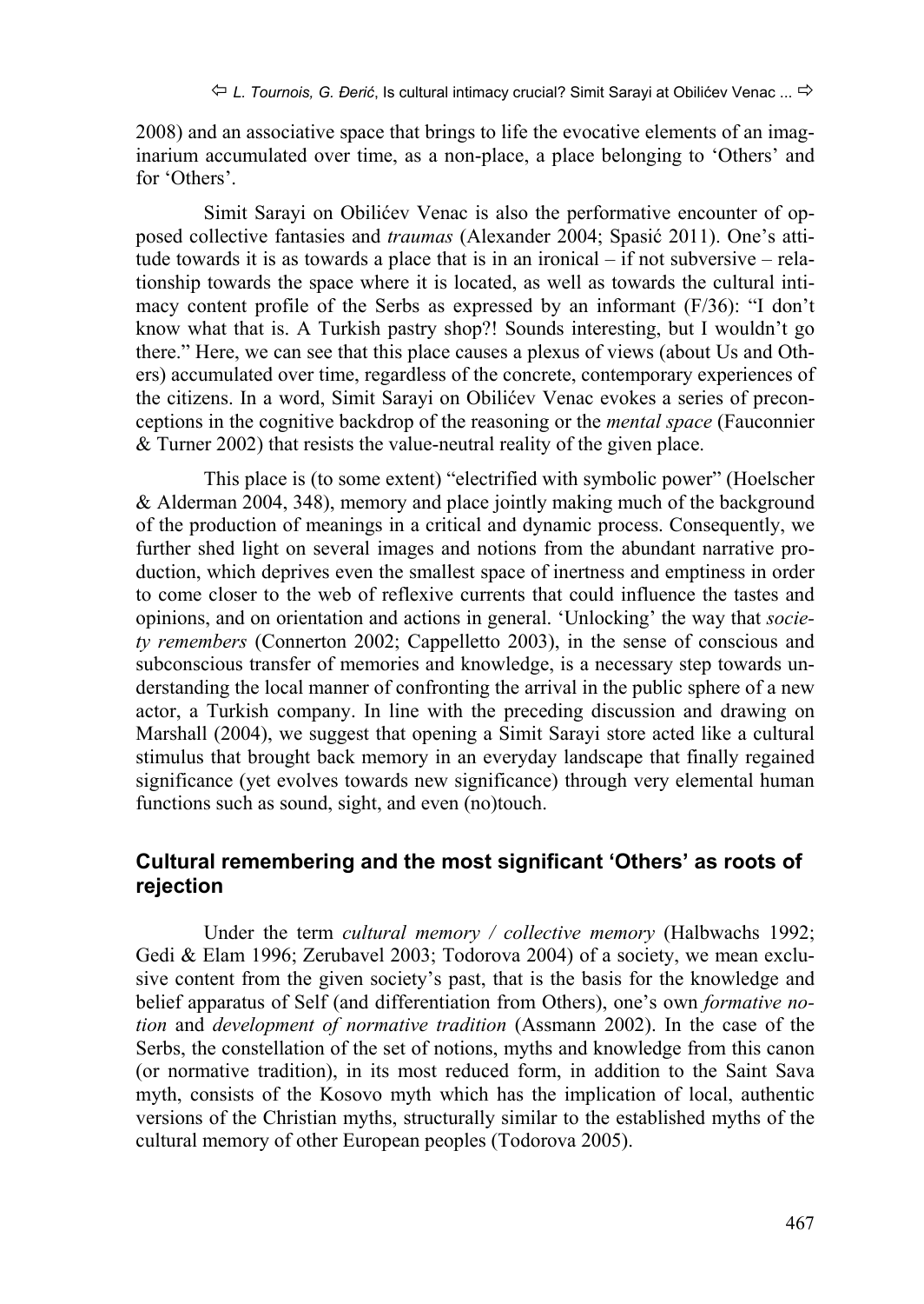2008) and an associative space that brings to life the evocative elements of an imaginarium accumulated over time, as a non-place, a place belonging to 'Others' and for 'Others'.

Simit Sarayi on Obilićev Venac is also the performative encounter of opposed collective fantasies and *traumas* (Alexander 2004; Spasić 2011). One's attitude towards it is as towards a place that is in an ironical – if not subversive – relationship towards the space where it is located, as well as towards the cultural intimacy content profile of the Serbs as expressed by an informant (F/36): "I don't know what that is. A Turkish pastry shop?! Sounds interesting, but I wouldn't go there." Here, we can see that this place causes a plexus of views (about Us and Others) accumulated over time, regardless of the concrete, contemporary experiences of the citizens. In a word, Simit Sarayi on Obilićev Venac evokes a series of preconceptions in the cognitive backdrop of the reasoning or the *mental space* (Fauconnier & Turner 2002) that resists the value-neutral reality of the given place.

This place is (to some extent) "electrified with symbolic power" (Hoelscher & Alderman 2004, 348), memory and place jointly making much of the background of the production of meanings in a critical and dynamic process. Consequently, we further shed light on several images and notions from the abundant narrative production, which deprives even the smallest space of inertness and emptiness in order to come closer to the web of reflexive currents that could influence the tastes and opinions, and on orientation and actions in general. 'Unlocking' the way that *society remembers* (Connerton 2002; Cappelletto 2003), in the sense of conscious and subconscious transfer of memories and knowledge, is a necessary step towards understanding the local manner of confronting the arrival in the public sphere of a new actor, a Turkish company. In line with the preceding discussion and drawing on Marshall (2004), we suggest that opening a Simit Sarayi store acted like a cultural stimulus that brought back memory in an everyday landscape that finally regained significance (yet evolves towards new significance) through very elemental human functions such as sound, sight, and even (no)touch.

## Cultural remembering and the most significant 'Others' as roots of rejection

Under the term *cultural memory / collective memory* (Halbwachs 1992; Gedi & Elam 1996; Zerubavel 2003; Todorova 2004) of a society, we mean exclusive content from the given society's past, that is the basis for the knowledge and belief apparatus of Self (and differentiation from Others), one's own *formative notion* and *development of normative tradition* (Assmann 2002). In the case of the Serbs, the constellation of the set of notions, myths and knowledge from this canon (or normative tradition), in its most reduced form, in addition to the Saint Sava myth, consists of the Kosovo myth which has the implication of local, authentic versions of the Christian myths, structurally similar to the established myths of the cultural memory of other European peoples (Todorova 2005).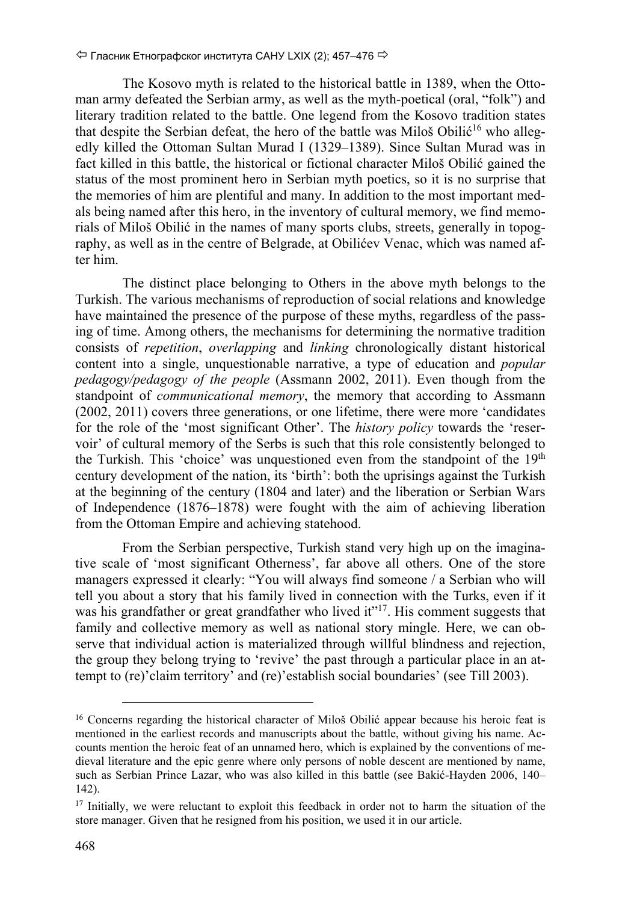The Kosovo myth is related to the historical battle in 1389, when the Ottoman army defeated the Serbian army, as well as the myth-poetical (oral, "folk") and literary tradition related to the battle. One legend from the Kosovo tradition states that despite the Serbian defeat, the hero of the battle was Miloš Obilić[16] who allegedly killed the Ottoman Sultan Murad I (1329–1389). Since Sultan Murad was in fact killed in this battle, the historical or fictional character Miloš Obilić gained the status of the most prominent hero in Serbian myth poetics, so it is no surprise that the memories of him are plentiful and many. In addition to the most important medals being named after this hero, in the inventory of cultural memory, we find memorials of Miloš Obilić in the names of many sports clubs, streets, generally in topography, as well as in the centre of Belgrade, at Obilićev Venac, which was named after him.

The distinct place belonging to Others in the above myth belongs to the Turkish. The various mechanisms of reproduction of social relations and knowledge have maintained the presence of the purpose of these myths, regardless of the passing of time. Among others, the mechanisms for determining the normative tradition consists of *repetition*, *overlapping* and *linking* chronologically distant historical content into a single, unquestionable narrative, a type of education and *popular pedagogy/pedagogy of the people* (Assmann 2002, 2011). Even though from the standpoint of *communicational memory*, the memory that according to Assmann (2002, 2011) covers three generations, or one lifetime, there were more 'candidates for the role of the 'most significant Other'. The *history policy* towards the 'reservoir' of cultural memory of the Serbs is such that this role consistently belonged to the Turkish. This 'choice' was unquestioned even from the standpoint of the 19th century development of the nation, its 'birth': both the uprisings against the Turkish at the beginning of the century (1804 and later) and the liberation or Serbian Wars of Independence (1876–1878) were fought with the aim of achieving liberation from the Ottoman Empire and achieving statehood.

From the Serbian perspective, Turkish stand very high up on the imaginative scale of 'most significant Otherness', far above all others. One of the store managers expressed it clearly: "You will always find someone / a Serbian who will tell you about a story that his family lived in connection with the Turks, even if it was his grandfather or great grandfather who lived it"[17]. His comment suggests that family and collective memory as well as national story mingle. Here, we can observe that individual action is materialized through willful blindness and rejection, the group they belong trying to 'revive' the past through a particular place in an attempt to (re)'claim territory' and (re)'establish social boundaries' (see Till 2003).

---

[16] Concerns regarding the historical character of Miloš Obilić appear because his heroic feat is mentioned in the earliest records and manuscripts about the battle, without giving his name. Accounts mention the heroic feat of an unnamed hero, which is explained by the conventions of medieval literature and the epic genre where only persons of noble descent are mentioned by name, such as Serbian Prince Lazar, who was also killed in this battle (see Bakić-Hayden 2006, 140–142).

[17] Initially, we were reluctant to exploit this feedback in order not to harm the situation of the store manager. Given that he resigned from his position, we used it in our article.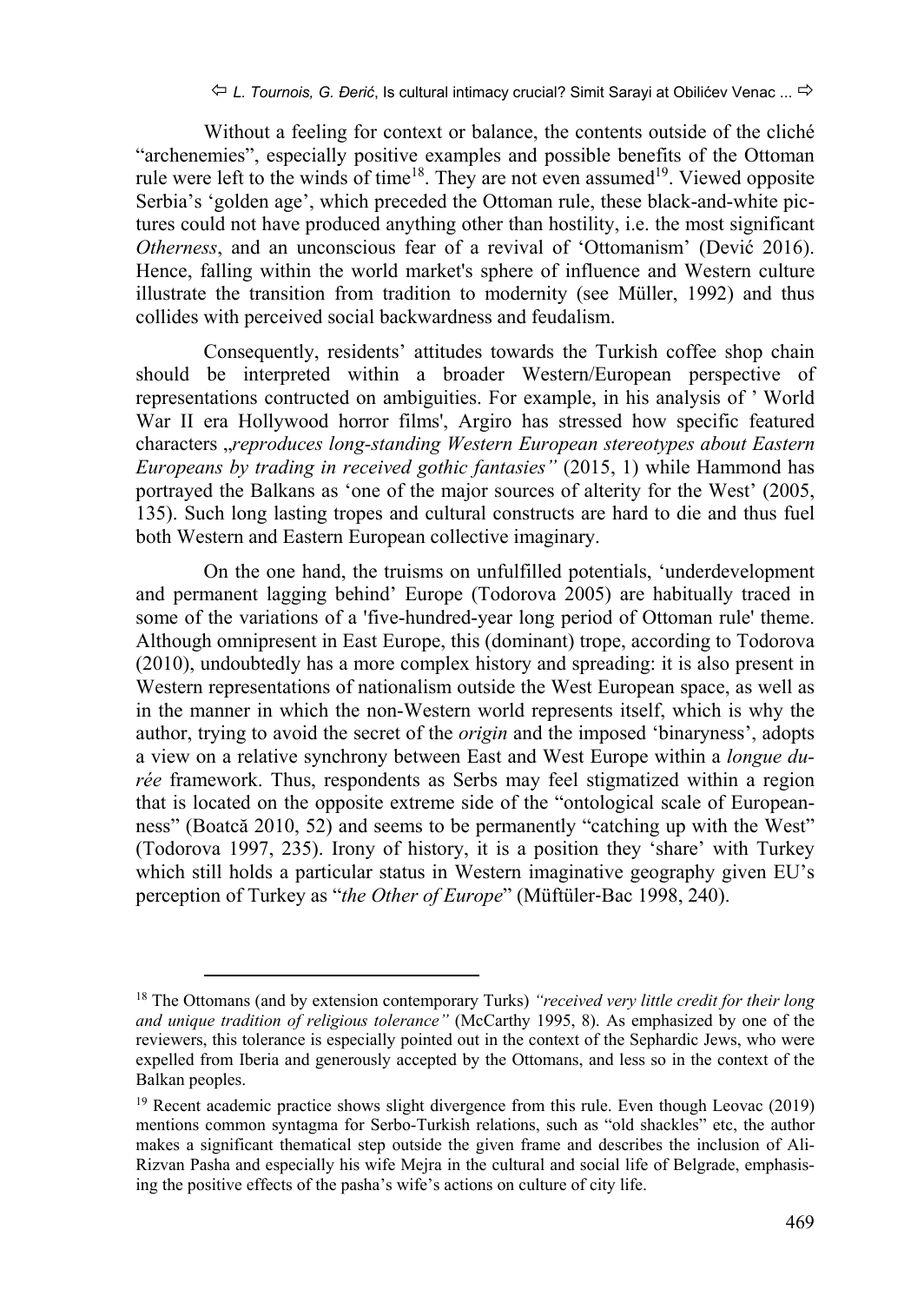Without a feeling for context or balance, the contents outside of the cliché "archenemies", especially positive examples and possible benefits of the Ottoman rule were left to the winds of time[18]. They are not even assumed[19]. Viewed opposite Serbia's 'golden age', which preceded the Ottoman rule, these black-and-white pictures could not have produced anything other than hostility, i.e. the most significant *Otherness*, and an unconscious fear of a revival of 'Ottomanism' (Dević 2016). Hence, falling within the world market's sphere of influence and Western culture illustrate the transition from tradition to modernity (see Müller, 1992) and thus collides with perceived social backwardness and feudalism.

Consequently, residents' attitudes towards the Turkish coffee shop chain should be interpreted within a broader Western/European perspective of representations contructed on ambiguities. For example, in his analysis of ' World War II era Hollywood horror films', Argiro has stressed how specific featured characters „*reproduces long-standing Western European stereotypes about Eastern Europeans by trading in received gothic fantasies"* (2015, 1) while Hammond has portrayed the Balkans as 'one of the major sources of alterity for the West' (2005, 135). Such long lasting tropes and cultural constructs are hard to die and thus fuel both Western and Eastern European collective imaginary.

On the one hand, the truisms on unfulfilled potentials, 'underdevelopment and permanent lagging behind' Europe (Todorova 2005) are habitually traced in some of the variations of a 'five-hundred-year long period of Ottoman rule' theme. Although omnipresent in East Europe, this (dominant) trope, according to Todorova (2010), undoubtedly has a more complex history and spreading: it is also present in Western representations of nationalism outside the West European space, as well as in the manner in which the non-Western world represents itself, which is why the author, trying to avoid the secret of the *origin* and the imposed 'binaryness', adopts a view on a relative synchrony between East and West Europe within a *longue durée* framework. Thus, respondents as Serbs may feel stigmatized within a region that is located on the opposite extreme side of the "ontological scale of Europeanness" (Boatcă 2010, 52) and seems to be permanently "catching up with the West" (Todorova 1997, 235). Irony of history, it is a position they 'share' with Turkey which still holds a particular status in Western imaginative geography given EU's perception of Turkey as "*the Other of Europe*" (Müftüler-Bac 1998, 240).

---

[18] The Ottomans (and by extension contemporary Turks) *"received very little credit for their long and unique tradition of religious tolerance"* (McCarthy 1995, 8). As emphasized by one of the reviewers, this tolerance is especially pointed out in the context of the Sephardic Jews, who were expelled from Iberia and generously accepted by the Ottomans, and less so in the context of the Balkan peoples.

[19] Recent academic practice shows slight divergence from this rule. Even though Leovac (2019) mentions common syntagma for Serbo-Turkish relations, such as "old shackles" etc, the author makes a significant thematical step outside the given frame and describes the inclusion of Ali-Rizvan Pasha and especially his wife Mejra in the cultural and social life of Belgrade, emphasising the positive effects of the pasha's wife's actions on culture of city life.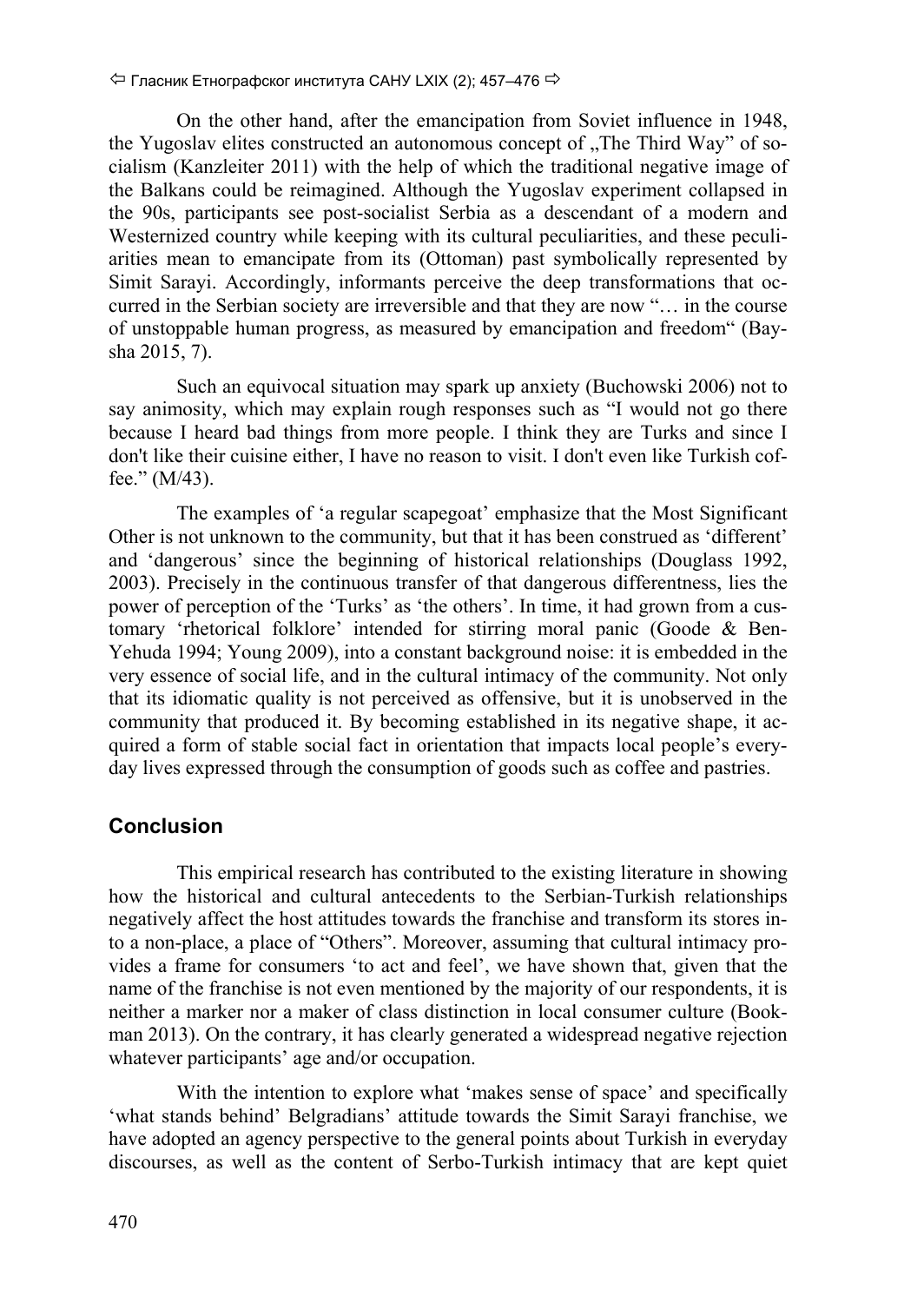On the other hand, after the emancipation from Soviet influence in 1948, the Yugoslav elites constructed an autonomous concept of „The Third Way" of socialism (Kanzleiter 2011) with the help of which the traditional negative image of the Balkans could be reimagined. Although the Yugoslav experiment collapsed in the 90s, participants see post-socialist Serbia as a descendant of a modern and Westernized country while keeping with its cultural peculiarities, and these peculiarities mean to emancipate from its (Ottoman) past symbolically represented by Simit Sarayi. Accordingly, informants perceive the deep transformations that occurred in the Serbian society are irreversible and that they are now "… in the course of unstoppable human progress, as measured by emancipation and freedom" (Baysha 2015, 7).

Such an equivocal situation may spark up anxiety (Buchowski 2006) not to say animosity, which may explain rough responses such as "I would not go there because I heard bad things from more people. I think they are Turks and since I don't like their cuisine either, I have no reason to visit. I don't even like Turkish coffee." (M/43).

The examples of 'a regular scapegoat' emphasize that the Most Significant Other is not unknown to the community, but that it has been construed as 'different' and 'dangerous' since the beginning of historical relationships (Douglass 1992, 2003). Precisely in the continuous transfer of that dangerous differentness, lies the power of perception of the 'Turks' as 'the others'. In time, it had grown from a customary 'rhetorical folklore' intended for stirring moral panic (Goode & Ben-Yehuda 1994; Young 2009), into a constant background noise: it is embedded in the very essence of social life, and in the cultural intimacy of the community. Not only that its idiomatic quality is not perceived as offensive, but it is unobserved in the community that produced it. By becoming established in its negative shape, it acquired a form of stable social fact in orientation that impacts local people's everyday lives expressed through the consumption of goods such as coffee and pastries.

## Conclusion

This empirical research has contributed to the existing literature in showing how the historical and cultural antecedents to the Serbian-Turkish relationships negatively affect the host attitudes towards the franchise and transform its stores into a non-place, a place of "Others". Moreover, assuming that cultural intimacy provides a frame for consumers 'to act and feel', we have shown that, given that the name of the franchise is not even mentioned by the majority of our respondents, it is neither a marker nor a maker of class distinction in local consumer culture (Bookman 2013). On the contrary, it has clearly generated a widespread negative rejection whatever participants' age and/or occupation.

With the intention to explore what 'makes sense of space' and specifically 'what stands behind' Belgradians' attitude towards the Simit Sarayi franchise, we have adopted an agency perspective to the general points about Turkish in everyday discourses, as well as the content of Serbo-Turkish intimacy that are kept quiet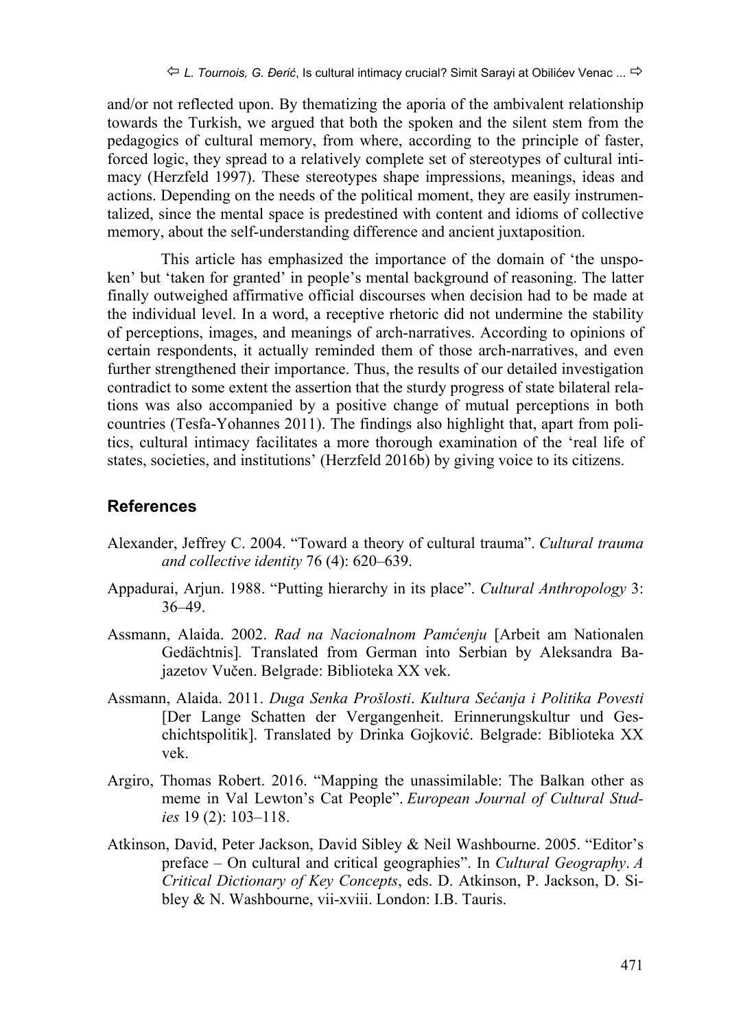and/or not reflected upon. By thematizing the aporia of the ambivalent relationship towards the Turkish, we argued that both the spoken and the silent stem from the pedagogics of cultural memory, from where, according to the principle of faster, forced logic, they spread to a relatively complete set of stereotypes of cultural intimacy (Herzfeld 1997). These stereotypes shape impressions, meanings, ideas and actions. Depending on the needs of the political moment, they are easily instrumentalized, since the mental space is predestined with content and idioms of collective memory, about the self-understanding difference and ancient juxtaposition.

This article has emphasized the importance of the domain of 'the unspoken' but 'taken for granted' in people's mental background of reasoning. The latter finally outweighed affirmative official discourses when decision had to be made at the individual level. In a word, a receptive rhetoric did not undermine the stability of perceptions, images, and meanings of arch-narratives. According to opinions of certain respondents, it actually reminded them of those arch-narratives, and even further strengthened their importance. Thus, the results of our detailed investigation contradict to some extent the assertion that the sturdy progress of state bilateral relations was also accompanied by a positive change of mutual perceptions in both countries (Tesfa-Yohannes 2011). The findings also highlight that, apart from politics, cultural intimacy facilitates a more thorough examination of the 'real life of states, societies, and institutions' (Herzfeld 2016b) by giving voice to its citizens.

## References

Alexander, Jeffrey C. 2004. "Toward a theory of cultural trauma". *Cultural trauma and collective identity* 76 (4): 620–639.

Appadurai, Arjun. 1988. "Putting hierarchy in its place". *Cultural Anthropology* 3: 36–49.

Assmann, Alaida. 2002. *Rad na Nacionalnom Pamćenju* [Arbeit am Nationalen Gedächtnis]. Translated from German into Serbian by Aleksandra Bajazetov Vučen. Belgrade: Biblioteka XX vek.

Assmann, Alaida. 2011. *Duga Senka Prošlosti*. *Kultura Sećanja i Politika Povesti* [Der Lange Schatten der Vergangenheit. Erinnerungskultur und Geschichtspolitik]. Translated by Drinka Gojković. Belgrade: Biblioteka XX vek.

Argiro, Thomas Robert. 2016. "Mapping the unassimilable: The Balkan other as meme in Val Lewton's Cat People". *European Journal of Cultural Studies* 19 (2): 103–118.

Atkinson, David, Peter Jackson, David Sibley & Neil Washbourne. 2005. "Editor's preface – On cultural and critical geographies". In *Cultural Geography*. *A Critical Dictionary of Key Concepts*, eds. D. Atkinson, P. Jackson, D. Sibley & N. Washbourne, vii-xviii. London: I.B. Tauris.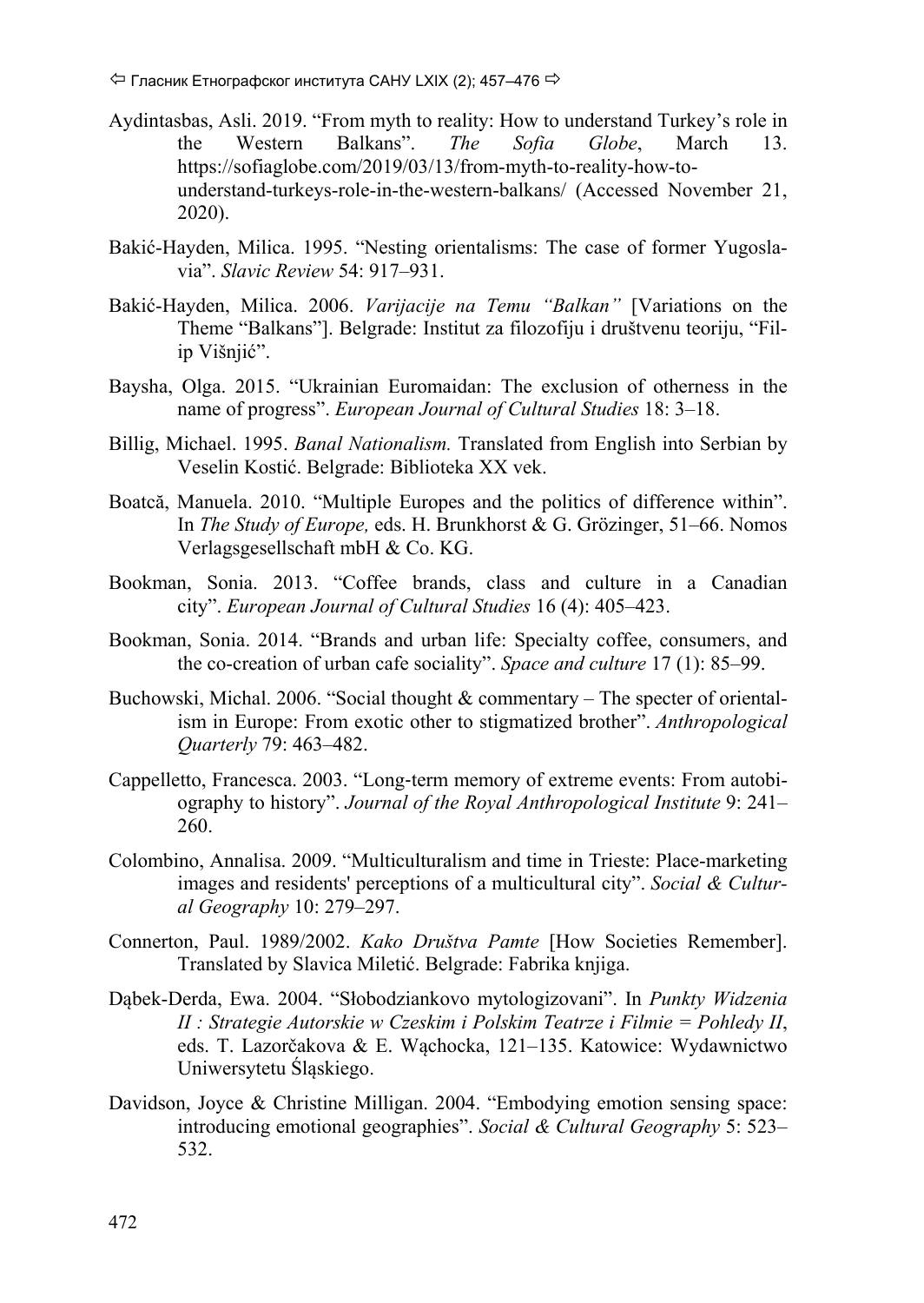Aydintasbas, Asli. 2019. "From myth to reality: How to understand Turkey's role in the Western Balkans". *The Sofia Globe*, March 13. https://sofiaglobe.com/2019/03/13/from-myth-to-reality-how-to-understand-turkeys-role-in-the-western-balkans/ (Accessed November 21, 2020).

Bakić-Hayden, Milica. 1995. "Nesting orientalisms: The case of former Yugoslavia". *Slavic Review* 54: 917–931.

Bakić-Hayden, Milica. 2006. *Varijacije na Temu "Balkan"* [Variations on the Theme "Balkans"]. Belgrade: Institut za filozofiju i društvenu teoriju, "Filip Višnjić".

Baysha, Olga. 2015. "Ukrainian Euromaidan: The exclusion of otherness in the name of progress". *European Journal of Cultural Studies* 18: 3–18.

Billig, Michael. 1995. *Banal Nationalism.* Translated from English into Serbian by Veselin Kostić. Belgrade: Biblioteka XX vek.

Boatcă, Manuela. 2010. "Multiple Europes and the politics of difference within". In *The Study of Europe,* eds. H. Brunkhorst & G. Grözinger, 51–66. Nomos Verlagsgesellschaft mbH & Co. KG.

Bookman, Sonia. 2013. "Coffee brands, class and culture in a Canadian city". *European Journal of Cultural Studies* 16 (4): 405–423.

Bookman, Sonia. 2014. "Brands and urban life: Specialty coffee, consumers, and the co-creation of urban cafe sociality". *Space and culture* 17 (1): 85–99.

Buchowski, Michal. 2006. "Social thought & commentary – The specter of orientalism in Europe: From exotic other to stigmatized brother". *Anthropological Quarterly* 79: 463–482.

Cappelletto, Francesca. 2003. "Long-term memory of extreme events: From autobiography to history". *Journal of the Royal Anthropological Institute* 9: 241–260.

Colombino, Annalisa. 2009. "Multiculturalism and time in Trieste: Place-marketing images and residents' perceptions of a multicultural city". *Social & Cultural Geography* 10: 279–297.

Connerton, Paul. 1989/2002. *Kako Društva Pamte* [How Societies Remember]. Translated by Slavica Miletić. Belgrade: Fabrika knjiga.

Dąbek-Derda, Ewa. 2004. "Słobodziankovo mytologizovani". In *Punkty Widzenia II : Strategie Autorskie w Czeskim i Polskim Teatrze i Filmie = Pohledy II*, eds. T. Lazorčakova & E. Wąchocka, 121–135. Katowice: Wydawnictwo Uniwersytetu Śląskiego.

Davidson, Joyce & Christine Milligan. 2004. "Embodying emotion sensing space: introducing emotional geographies". *Social & Cultural Geography* 5: 523–532.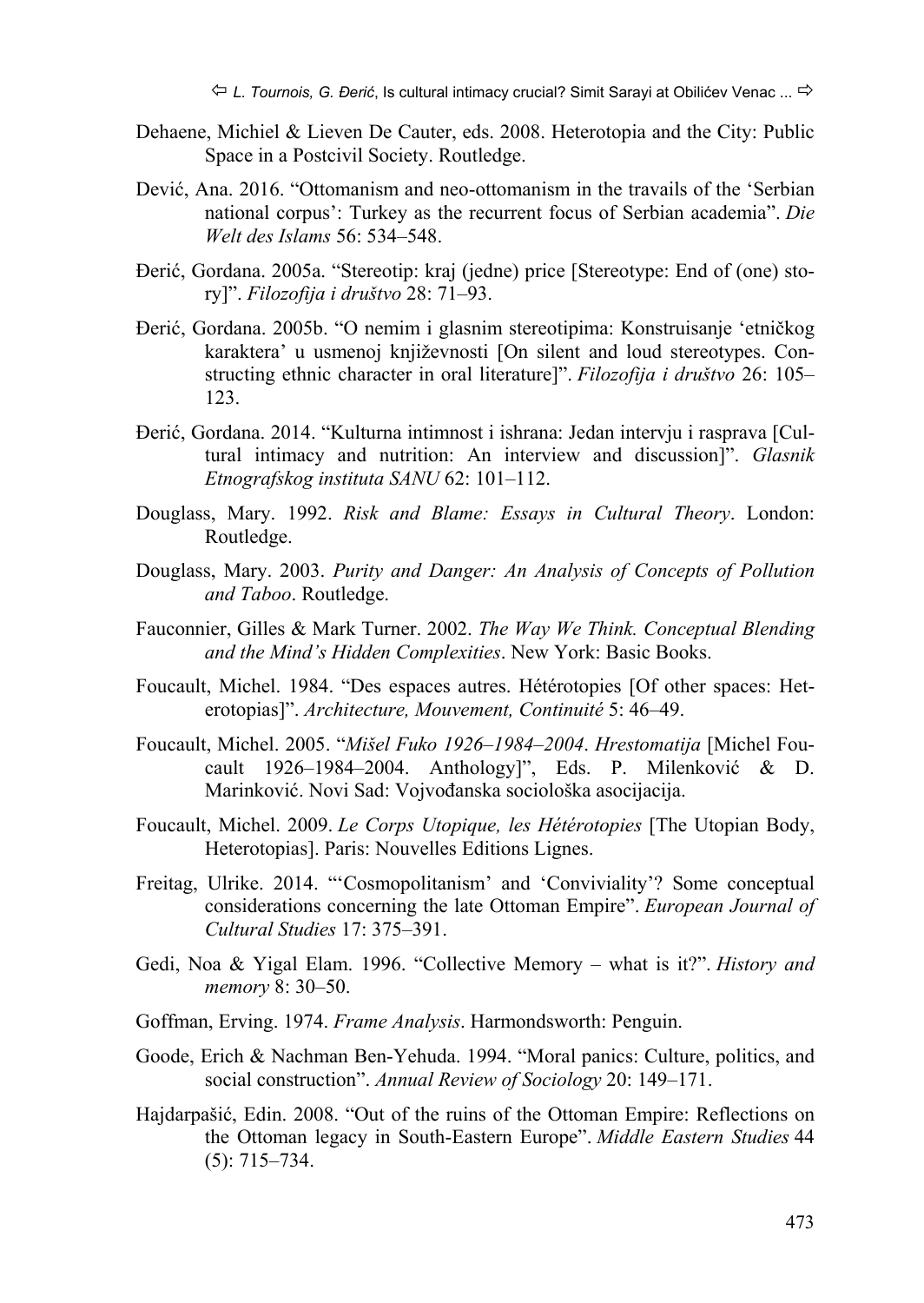Dehaene, Michiel & Lieven De Cauter, eds. 2008. Heterotopia and the City: Public Space in a Postcivil Society. Routledge.

Dević, Ana. 2016. "Ottomanism and neo-ottomanism in the travails of the 'Serbian national corpus': Turkey as the recurrent focus of Serbian academia". *Die Welt des Islams* 56: 534–548.

Đerić, Gordana. 2005a. "Stereotip: kraj (jedne) price [Stereotype: End of (one) story]". *Filozofija i društvo* 28: 71–93.

Đerić, Gordana. 2005b. "O nemim i glasnim stereotipima: Konstruisanje 'etničkog karaktera' u usmenoj književnosti [On silent and loud stereotypes. Constructing ethnic character in oral literature]". *Filozofija i društvo* 26: 105–123.

Đerić, Gordana. 2014. "Kulturna intimnost i ishrana: Jedan intervju i rasprava [Cultural intimacy and nutrition: An interview and discussion]". *Glasnik Etnografskog instituta SANU* 62: 101–112.

Douglass, Mary. 1992. *Risk and Blame: Essays in Cultural Theory*. London: Routledge.

Douglass, Mary. 2003. *Purity and Danger: An Analysis of Concepts of Pollution and Taboo*. Routledge.

Fauconnier, Gilles & Mark Turner. 2002. *The Way We Think. Conceptual Blending and the Mind's Hidden Complexities*. New York: Basic Books.

Foucault, Michel. 1984. "Des espaces autres. Hétérotopies [Of other spaces: Heterotopias]". *Architecture, Mouvement, Continuité* 5: 46–49.

Foucault, Michel. 2005. "*Mišel Fuko 1926–1984–2004*. *Hrestomatija* [Michel Foucault 1926–1984–2004. Anthology]", Eds. P. Milenković & D. Marinković. Novi Sad: Vojvođanska sociološka asocijacija.

Foucault, Michel. 2009. *Le Corps Utopique, les Hétérotopies* [The Utopian Body, Heterotopias]. Paris: Nouvelles Editions Lignes.

Freitag, Ulrike. 2014. "'Cosmopolitanism' and 'Conviviality'? Some conceptual considerations concerning the late Ottoman Empire". *European Journal of Cultural Studies* 17: 375–391.

Gedi, Noa & Yigal Elam. 1996. "Collective Memory – what is it?". *History and memory* 8: 30–50.

Goffman, Erving. 1974. *Frame Analysis*. Harmondsworth: Penguin.

Goode, Erich & Nachman Ben-Yehuda. 1994. "Moral panics: Culture, politics, and social construction". *Annual Review of Sociology* 20: 149–171.

Hajdarpašić, Edin. 2008. "Out of the ruins of the Ottoman Empire: Reflections on the Ottoman legacy in South-Eastern Europe". *Middle Eastern Studies* 44 (5): 715–734.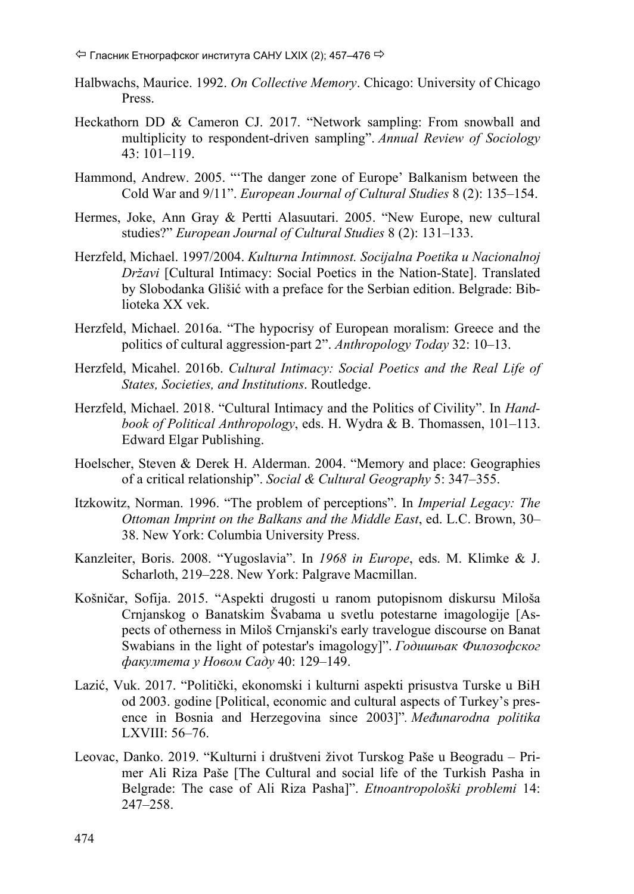Halbwachs, Maurice. 1992. *On Collective Memory*. Chicago: University of Chicago Press.

Heckathorn DD & Cameron CJ. 2017. "Network sampling: From snowball and multiplicity to respondent-driven sampling". *Annual Review of Sociology* 43: 101–119.

Hammond, Andrew. 2005. "'The danger zone of Europe' Balkanism between the Cold War and 9/11". *European Journal of Cultural Studies* 8 (2): 135–154.

Hermes, Joke, Ann Gray & Pertti Alasuutari. 2005. "New Europe, new cultural studies?" *European Journal of Cultural Studies* 8 (2): 131–133.

Herzfeld, Michael. 1997/2004. *Kulturna Intimnost. Socijalna Poetika u Nacionalnoj Državi* [Cultural Intimacy: Social Poetics in the Nation-State]. Translated by Slobodanka Glišić with a preface for the Serbian edition. Belgrade: Biblioteka XX vek.

Herzfeld, Michael. 2016a. "The hypocrisy of European moralism: Greece and the politics of cultural aggression-part 2". *Anthropology Today* 32: 10–13.

Herzfeld, Micahel. 2016b. *Cultural Intimacy: Social Poetics and the Real Life of States, Societies, and Institutions*. Routledge.

Herzfeld, Michael. 2018. "Cultural Intimacy and the Politics of Civility". In *Handbook of Political Anthropology*, eds. H. Wydra & B. Thomassen, 101–113. Edward Elgar Publishing.

Hoelscher, Steven & Derek H. Alderman. 2004. "Memory and place: Geographies of a critical relationship". *Social & Cultural Geography* 5: 347–355.

Itzkowitz, Norman. 1996. "The problem of perceptions". In *Imperial Legacy: The Ottoman Imprint on the Balkans and the Middle East*, ed. L.C. Brown, 30–38. New York: Columbia University Press.

Kanzleiter, Boris. 2008. "Yugoslavia". In *1968 in Europe*, eds. M. Klimke & J. Scharloth, 219–228. New York: Palgrave Macmillan.

Košničar, Sofija. 2015. "Aspekti drugosti u ranom putopisnom diskursu Miloša Crnjanskog o Banatskim Švabama u svetlu potestarne imagologije [Aspects of otherness in Miloš Crnjanski's early travelogue discourse on Banat Swabians in the light of potestar's imagology]". *Годишњак Филозофског факултета у Новом Саду* 40: 129–149.

Lazić, Vuk. 2017. "Politički, ekonomski i kulturni aspekti prisustva Turske u BiH od 2003. godine [Political, economic and cultural aspects of Turkey's presence in Bosnia and Herzegovina since 2003]". *Međunarodna politika* LXVIII: 56–76.

Leovac, Danko. 2019. "Kulturni i društveni život Turskog Paše u Beogradu – Primer Ali Riza Paše [The Cultural and social life of the Turkish Pasha in Belgrade: The case of Ali Riza Pasha]". *Etnoantropološki problemi* 14: 247–258.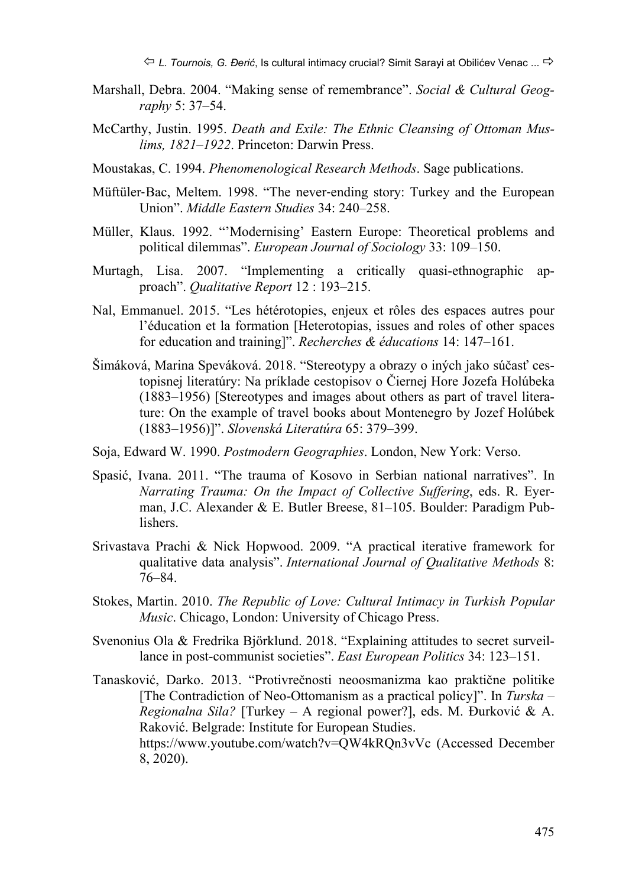Marshall, Debra. 2004. "Making sense of remembrance". *Social & Cultural Geography* 5: 37–54.

McCarthy, Justin. 1995. *Death and Exile: The Ethnic Cleansing of Ottoman Muslims, 1821–1922*. Princeton: Darwin Press.

Moustakas, C. 1994. *Phenomenological Research Methods*. Sage publications.

Müftüler-Bac, Meltem. 1998. "The never-ending story: Turkey and the European Union". *Middle Eastern Studies* 34: 240–258.

Müller, Klaus. 1992. "'Modernising' Eastern Europe: Theoretical problems and political dilemmas". *European Journal of Sociology* 33: 109–150.

Murtagh, Lisa. 2007. "Implementing a critically quasi-ethnographic approach". *Qualitative Report* 12 : 193–215.

Nal, Emmanuel. 2015. "Les hétérotopies, enjeux et rôles des espaces autres pour l'éducation et la formation [Heterotopias, issues and roles of other spaces for education and training]". *Recherches & éducations* 14: 147–161.

Šimáková, Marina Speváková. 2018. "Stereotypy a obrazy o iných jako súčasť cestopisnej literatúry: Na príklade cestopisov o Čiernej Hore Jozefa Holúbeka (1883–1956) [Stereotypes and images about others as part of travel literature: On the example of travel books about Montenegro by Jozef Holúbek (1883–1956)]". *Slovenská Literatúra* 65: 379–399.

Soja, Edward W. 1990. *Postmodern Geographies*. London, New York: Verso.

Spasić, Ivana. 2011. "The trauma of Kosovo in Serbian national narratives". In *Narrating Trauma: On the Impact of Collective Suffering*, eds. R. Eyerman, J.C. Alexander & E. Butler Breese, 81–105. Boulder: Paradigm Publishers.

Srivastava Prachi & Nick Hopwood. 2009. "A practical iterative framework for qualitative data analysis". *International Journal of Qualitative Methods* 8: 76–84.

Stokes, Martin. 2010. *The Republic of Love: Cultural Intimacy in Turkish Popular Music*. Chicago, London: University of Chicago Press.

Svenonius Ola & Fredrika Björklund. 2018. "Explaining attitudes to secret surveillance in post-communist societies". *East European Politics* 34: 123–151.

Tanasković, Darko. 2013. "Protivrečnosti neoosmanizma kao praktične politike [The Contradiction of Neo-Ottomanism as a practical policy]". In *Turska – Regionalna Sila?* [Turkey – A regional power?], eds. M. Đurković & A. Raković. Belgrade: Institute for European Studies. https://www.youtube.com/watch?v=QW4kRQn3vVc (Accessed December 8, 2020).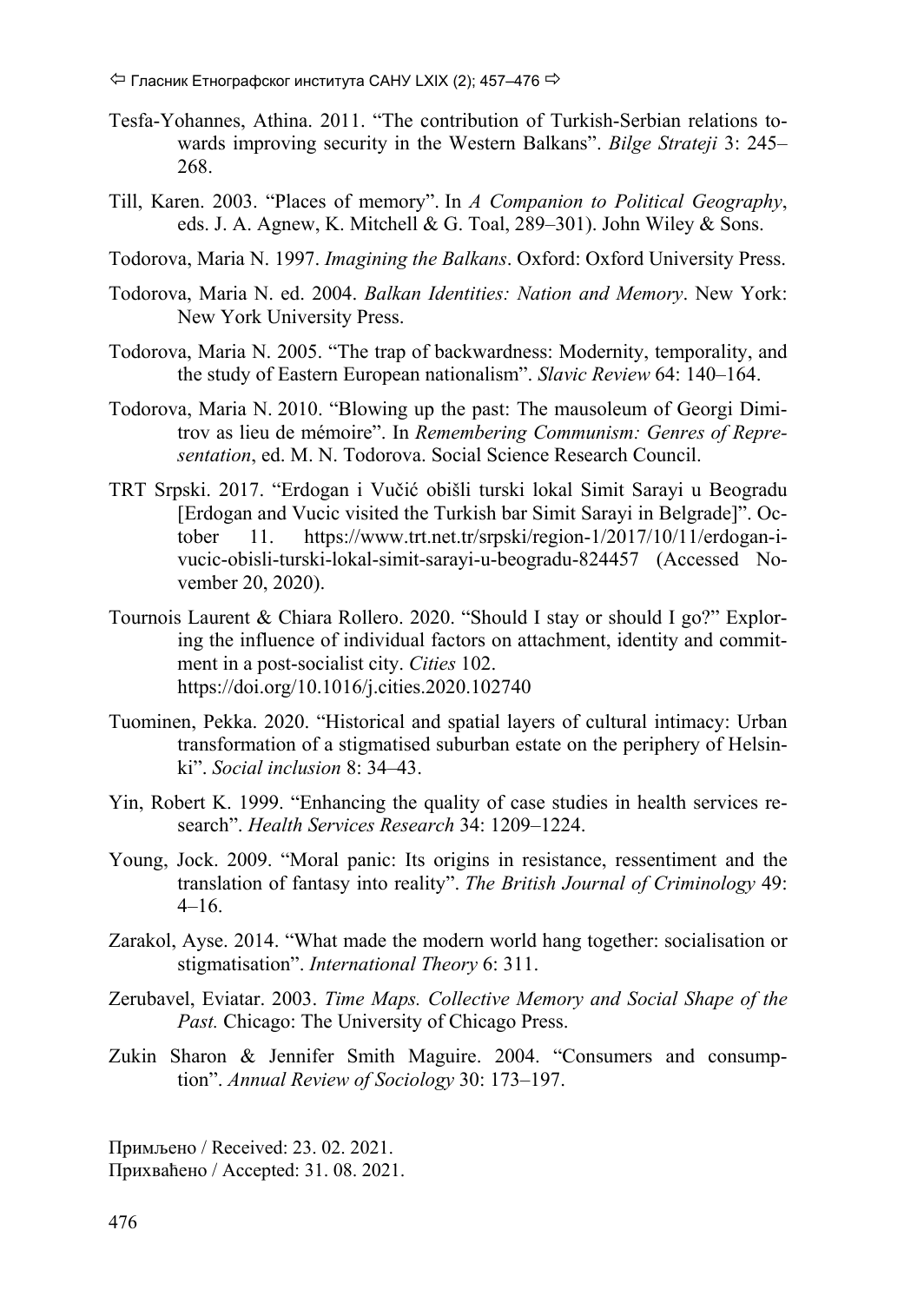Tesfa-Yohannes, Athina. 2011. “The contribution of Turkish-Serbian relations towards improving security in the Western Balkans”. *Bilge Strateji* 3: 245–268.

Till, Karen. 2003. “Places of memory”. In *A Companion to Political Geography*, eds. J. A. Agnew, K. Mitchell & G. Toal, 289–301). John Wiley & Sons.

Todorova, Maria N. 1997. *Imagining the Balkans*. Oxford: Oxford University Press.

Todorova, Maria N. ed. 2004. *Balkan Identities: Nation and Memory*. New York: New York University Press.

Todorova, Maria N. 2005. “The trap of backwardness: Modernity, temporality, and the study of Eastern European nationalism”. *Slavic Review* 64: 140–164.

Todorova, Maria N. 2010. “Blowing up the past: The mausoleum of Georgi Dimitrov as lieu de mémoire”. In *Remembering Communism: Genres of Representation*, ed. M. N. Todorova. Social Science Research Council.

TRT Srpski. 2017. “Erdogan i Vučić obišli turski lokal Simit Sarayi u Beogradu [Erdogan and Vucic visited the Turkish bar Simit Sarayi in Belgrade]”. October 11. https://www.trt.net.tr/srpski/region-1/2017/10/11/erdogan-i-vucic-obisli-turski-lokal-simit-sarayi-u-beogradu-824457 (Accessed November 20, 2020).

Tournois Laurent & Chiara Rollero. 2020. “Should I stay or should I go?” Exploring the influence of individual factors on attachment, identity and commitment in a post-socialist city. *Cities* 102. https://doi.org/10.1016/j.cities.2020.102740

Tuominen, Pekka. 2020. “Historical and spatial layers of cultural intimacy: Urban transformation of a stigmatised suburban estate on the periphery of Helsinki”. *Social inclusion* 8: 34–43.

Yin, Robert K. 1999. “Enhancing the quality of case studies in health services research”. *Health Services Research* 34: 1209–1224.

Young, Jock. 2009. “Moral panic: Its origins in resistance, ressentiment and the translation of fantasy into reality”. *The British Journal of Criminology* 49: 4–16.

Zarakol, Ayse. 2014. “What made the modern world hang together: socialisation or stigmatisation”. *International Theory* 6: 311.

Zerubavel, Eviatar. 2003. *Time Maps. Collective Memory and Social Shape of the Past.* Chicago: The University of Chicago Press.

Zukin Sharon & Jennifer Smith Maguire. 2004. “Consumers and consumption”. *Annual Review of Sociology* 30: 173–197.

Примљено / Received: 23. 02. 2021.
Прихваћено / Accepted: 31. 08. 2021.